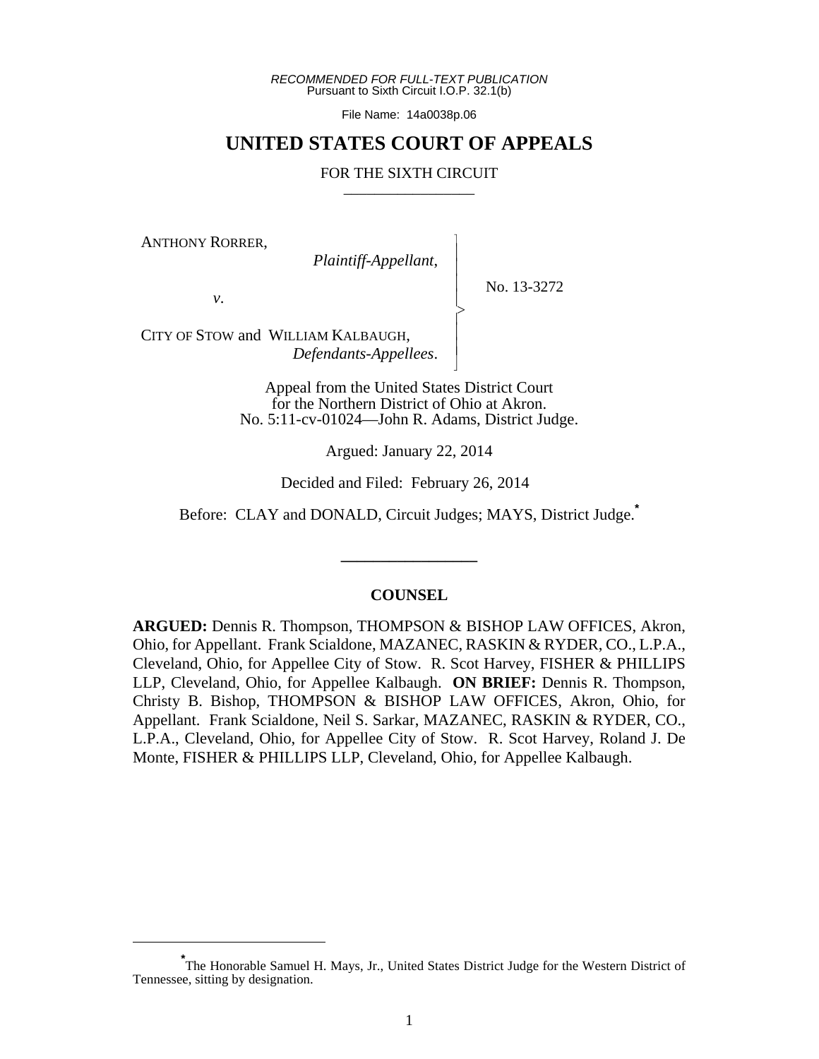*RECOMMENDED FOR FULL-TEXT PUBLICATION*
Pursuant to Sixth Circuit I.O.P. 32.1(b)

File Name: 14a0038p.06

# UNITED STATES COURT OF APPEALS

FOR THE SIXTH CIRCUIT

ANTHONY RORRER,
*Plaintiff-Appellant*,

*v*.

CITY OF STOW and WILLIAM KALBAUGH,
*Defendants-Appellees*.

No. 13-3272

Appeal from the United States District Court
for the Northern District of Ohio at Akron.
No. 5:11-cv-01024—John R. Adams, District Judge.

Argued: January 22, 2014

Decided and Filed: February 26, 2014

Before: CLAY and DONALD, Circuit Judges; MAYS, District Judge.*

## COUNSEL

**ARGUED:** Dennis R. Thompson, THOMPSON & BISHOP LAW OFFICES, Akron, Ohio, for Appellant. Frank Scialdone, MAZANEC, RASKIN & RYDER, CO., L.P.A., Cleveland, Ohio, for Appellee City of Stow. R. Scot Harvey, FISHER & PHILLIPS LLP, Cleveland, Ohio, for Appellee Kalbaugh. **ON BRIEF:** Dennis R. Thompson, Christy B. Bishop, THOMPSON & BISHOP LAW OFFICES, Akron, Ohio, for Appellant. Frank Scialdone, Neil S. Sarkar, MAZANEC, RASKIN & RYDER, CO., L.P.A., Cleveland, Ohio, for Appellee City of Stow. R. Scot Harvey, Roland J. De Monte, FISHER & PHILLIPS LLP, Cleveland, Ohio, for Appellee Kalbaugh.

*The Honorable Samuel H. Mays, Jr., United States District Judge for the Western District of Tennessee, sitting by designation.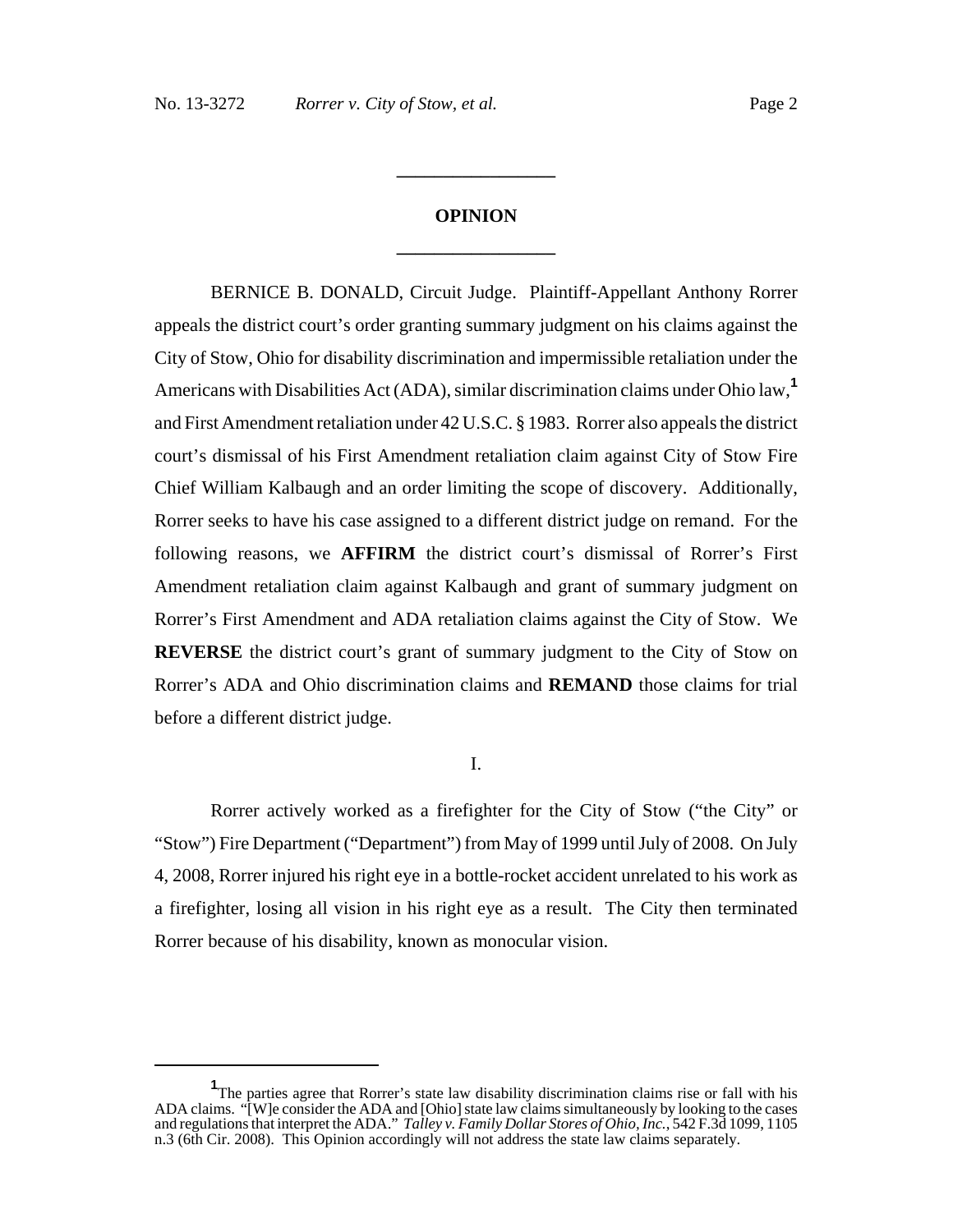## OPINION

BERNICE B. DONALD, Circuit Judge. Plaintiff-Appellant Anthony Rorrer appeals the district court's order granting summary judgment on his claims against the City of Stow, Ohio for disability discrimination and impermissible retaliation under the Americans with Disabilities Act (ADA), similar discrimination claims under Ohio law,[1] and First Amendment retaliation under 42 U.S.C. § 1983. Rorrer also appeals the district court's dismissal of his First Amendment retaliation claim against City of Stow Fire Chief William Kalbaugh and an order limiting the scope of discovery. Additionally, Rorrer seeks to have his case assigned to a different district judge on remand. For the following reasons, we **AFFIRM** the district court's dismissal of Rorrer's First Amendment retaliation claim against Kalbaugh and grant of summary judgment on Rorrer's First Amendment and ADA retaliation claims against the City of Stow. We **REVERSE** the district court's grant of summary judgment to the City of Stow on Rorrer's ADA and Ohio discrimination claims and **REMAND** those claims for trial before a different district judge.

### I.

Rorrer actively worked as a firefighter for the City of Stow ("the City" or "Stow") Fire Department ("Department") from May of 1999 until July of 2008. On July 4, 2008, Rorrer injured his right eye in a bottle-rocket accident unrelated to his work as a firefighter, losing all vision in his right eye as a result. The City then terminated Rorrer because of his disability, known as monocular vision.

---

[1] The parties agree that Rorrer's state law disability discrimination claims rise or fall with his ADA claims. "[W]e consider the ADA and [Ohio] state law claims simultaneously by looking to the cases and regulations that interpret the ADA." *Talley v. Family Dollar Stores of Ohio, Inc.*, 542 F.3d 1099, 1105 n.3 (6th Cir. 2008). This Opinion accordingly will not address the state law claims separately.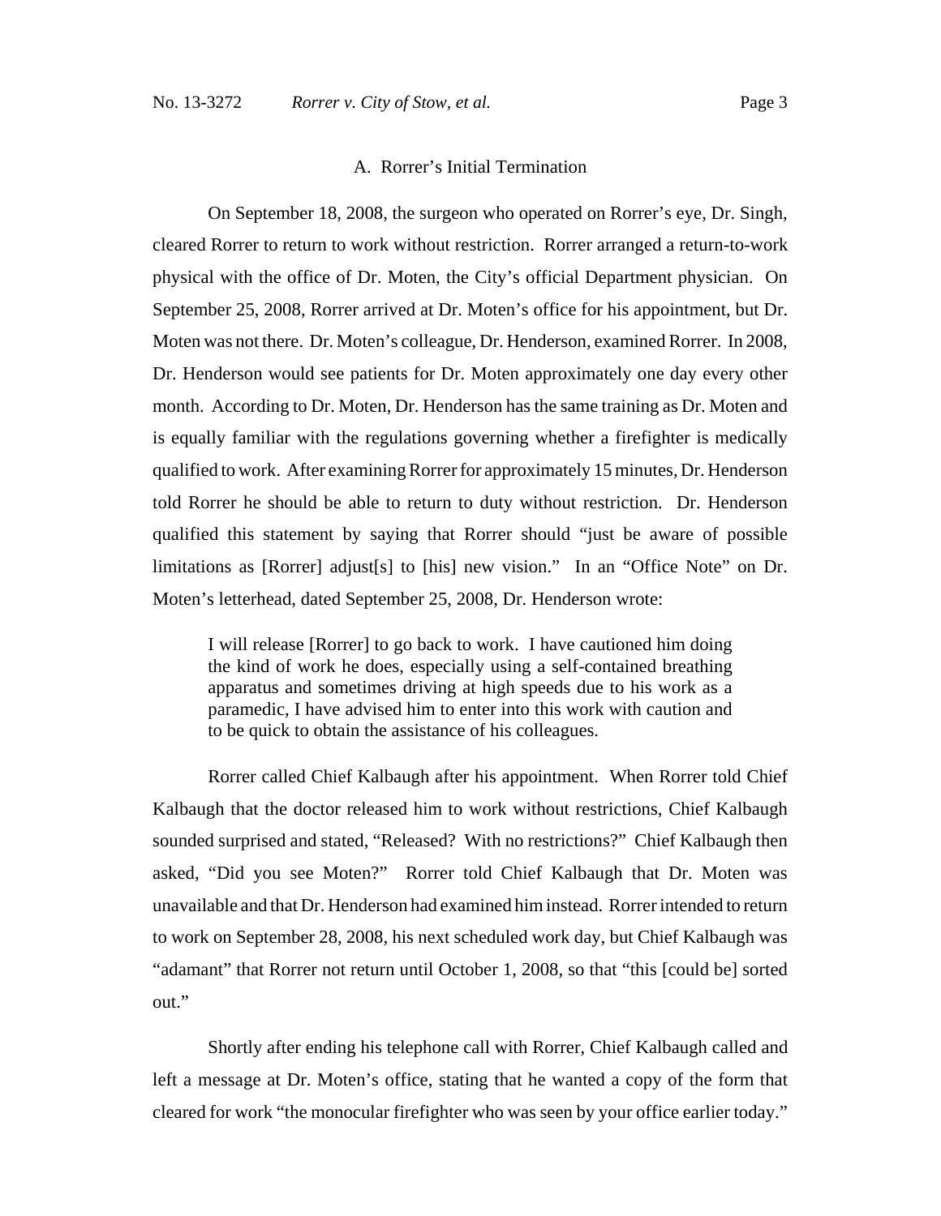### A. Rorrer's Initial Termination

On September 18, 2008, the surgeon who operated on Rorrer's eye, Dr. Singh, cleared Rorrer to return to work without restriction. Rorrer arranged a return-to-work physical with the office of Dr. Moten, the City's official Department physician. On September 25, 2008, Rorrer arrived at Dr. Moten's office for his appointment, but Dr. Moten was not there. Dr. Moten's colleague, Dr. Henderson, examined Rorrer. In 2008, Dr. Henderson would see patients for Dr. Moten approximately one day every other month. According to Dr. Moten, Dr. Henderson has the same training as Dr. Moten and is equally familiar with the regulations governing whether a firefighter is medically qualified to work. After examining Rorrer for approximately 15 minutes, Dr. Henderson told Rorrer he should be able to return to duty without restriction. Dr. Henderson qualified this statement by saying that Rorrer should "just be aware of possible limitations as [Rorrer] adjust[s] to [his] new vision." In an "Office Note" on Dr. Moten's letterhead, dated September 25, 2008, Dr. Henderson wrote:

> I will release [Rorrer] to go back to work. I have cautioned him doing the kind of work he does, especially using a self-contained breathing apparatus and sometimes driving at high speeds due to his work as a paramedic, I have advised him to enter into this work with caution and to be quick to obtain the assistance of his colleagues.

Rorrer called Chief Kalbaugh after his appointment. When Rorrer told Chief Kalbaugh that the doctor released him to work without restrictions, Chief Kalbaugh sounded surprised and stated, "Released? With no restrictions?" Chief Kalbaugh then asked, "Did you see Moten?" Rorrer told Chief Kalbaugh that Dr. Moten was unavailable and that Dr. Henderson had examined him instead. Rorrer intended to return to work on September 28, 2008, his next scheduled work day, but Chief Kalbaugh was "adamant" that Rorrer not return until October 1, 2008, so that "this [could be] sorted out."

Shortly after ending his telephone call with Rorrer, Chief Kalbaugh called and left a message at Dr. Moten's office, stating that he wanted a copy of the form that cleared for work "the monocular firefighter who was seen by your office earlier today."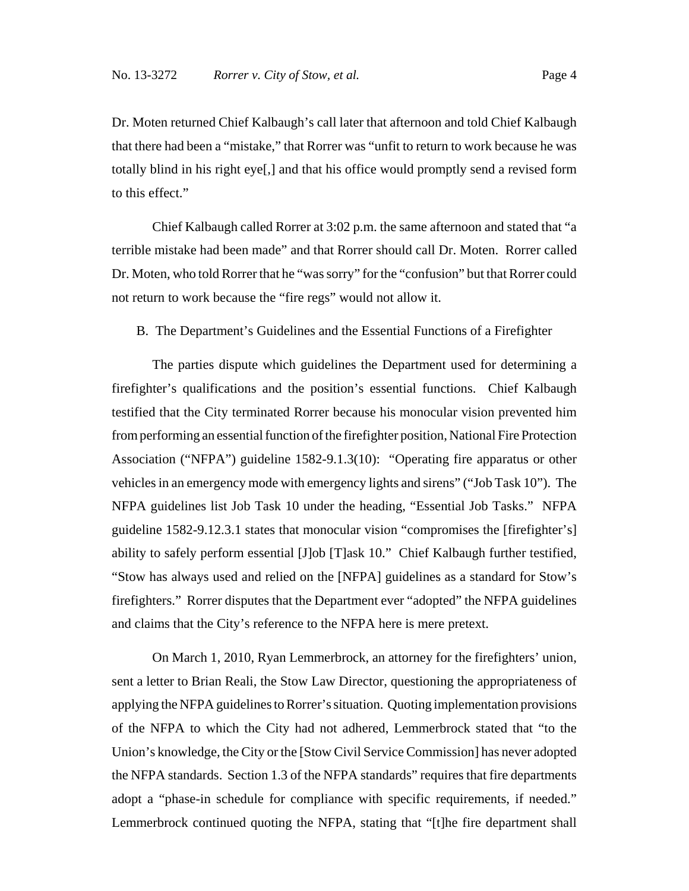Dr. Moten returned Chief Kalbaugh's call later that afternoon and told Chief Kalbaugh that there had been a "mistake," that Rorrer was "unfit to return to work because he was totally blind in his right eye[,] and that his office would promptly send a revised form to this effect."

Chief Kalbaugh called Rorrer at 3:02 p.m. the same afternoon and stated that "a terrible mistake had been made" and that Rorrer should call Dr. Moten. Rorrer called Dr. Moten, who told Rorrer that he "was sorry" for the "confusion" but that Rorrer could not return to work because the "fire regs" would not allow it.

### B. The Department's Guidelines and the Essential Functions of a Firefighter

The parties dispute which guidelines the Department used for determining a firefighter's qualifications and the position's essential functions. Chief Kalbaugh testified that the City terminated Rorrer because his monocular vision prevented him from performing an essential function of the firefighter position, National Fire Protection Association ("NFPA") guideline 1582-9.1.3(10): "Operating fire apparatus or other vehicles in an emergency mode with emergency lights and sirens" ("Job Task 10"). The NFPA guidelines list Job Task 10 under the heading, "Essential Job Tasks." NFPA guideline 1582-9.12.3.1 states that monocular vision "compromises the [firefighter's] ability to safely perform essential [J]ob [T]ask 10." Chief Kalbaugh further testified, "Stow has always used and relied on the [NFPA] guidelines as a standard for Stow's firefighters." Rorrer disputes that the Department ever "adopted" the NFPA guidelines and claims that the City's reference to the NFPA here is mere pretext.

On March 1, 2010, Ryan Lemmerbrock, an attorney for the firefighters' union, sent a letter to Brian Reali, the Stow Law Director, questioning the appropriateness of applying the NFPA guidelines to Rorrer's situation. Quoting implementation provisions of the NFPA to which the City had not adhered, Lemmerbrock stated that "to the Union's knowledge, the City or the [Stow Civil Service Commission] has never adopted the NFPA standards. Section 1.3 of the NFPA standards" requires that fire departments adopt a "phase-in schedule for compliance with specific requirements, if needed." Lemmerbrock continued quoting the NFPA, stating that "[t]he fire department shall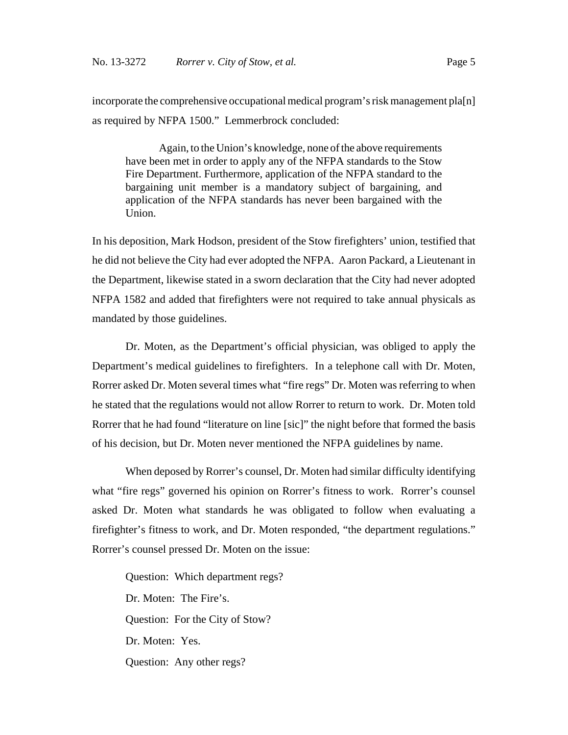incorporate the comprehensive occupational medical program's risk management pla[n] as required by NFPA 1500." Lemmerbrock concluded:

> Again, to the Union's knowledge, none of the above requirements have been met in order to apply any of the NFPA standards to the Stow Fire Department. Furthermore, application of the NFPA standard to the bargaining unit member is a mandatory subject of bargaining, and application of the NFPA standards has never been bargained with the Union.

In his deposition, Mark Hodson, president of the Stow firefighters' union, testified that he did not believe the City had ever adopted the NFPA. Aaron Packard, a Lieutenant in the Department, likewise stated in a sworn declaration that the City had never adopted NFPA 1582 and added that firefighters were not required to take annual physicals as mandated by those guidelines.

Dr. Moten, as the Department's official physician, was obliged to apply the Department's medical guidelines to firefighters. In a telephone call with Dr. Moten, Rorrer asked Dr. Moten several times what "fire regs" Dr. Moten was referring to when he stated that the regulations would not allow Rorrer to return to work. Dr. Moten told Rorrer that he had found "literature on line [sic]" the night before that formed the basis of his decision, but Dr. Moten never mentioned the NFPA guidelines by name.

When deposed by Rorrer's counsel, Dr. Moten had similar difficulty identifying what "fire regs" governed his opinion on Rorrer's fitness to work. Rorrer's counsel asked Dr. Moten what standards he was obligated to follow when evaluating a firefighter's fitness to work, and Dr. Moten responded, "the department regulations." Rorrer's counsel pressed Dr. Moten on the issue:

> Question: Which department regs?
>
> Dr. Moten: The Fire's.
>
> Question: For the City of Stow?
>
> Dr. Moten: Yes.
>
> Question: Any other regs?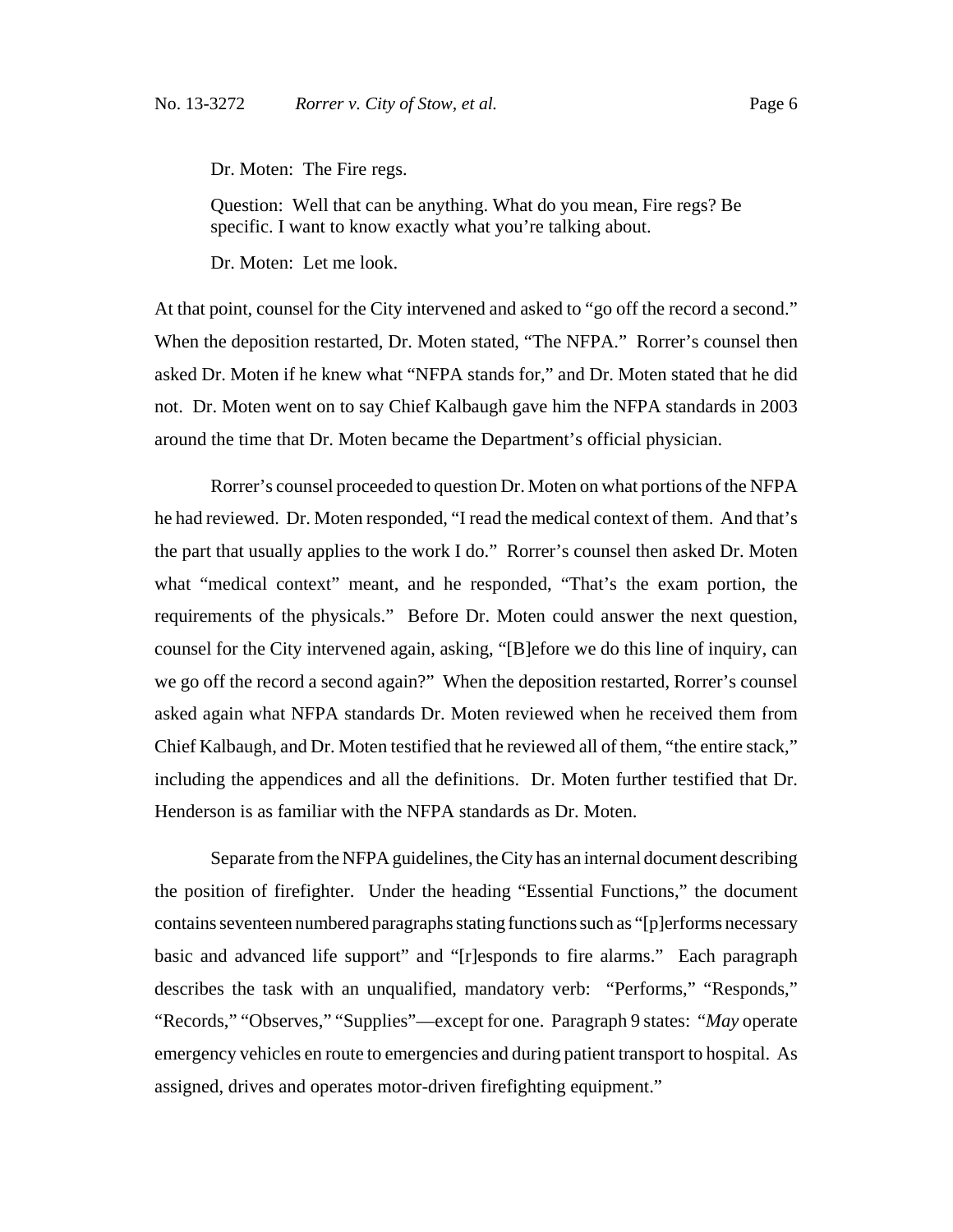Dr. Moten: The Fire regs.

Question: Well that can be anything. What do you mean, Fire regs? Be specific. I want to know exactly what you're talking about.

Dr. Moten: Let me look.

At that point, counsel for the City intervened and asked to "go off the record a second." When the deposition restarted, Dr. Moten stated, "The NFPA." Rorrer's counsel then asked Dr. Moten if he knew what "NFPA stands for," and Dr. Moten stated that he did not. Dr. Moten went on to say Chief Kalbaugh gave him the NFPA standards in 2003 around the time that Dr. Moten became the Department's official physician.

Rorrer's counsel proceeded to question Dr. Moten on what portions of the NFPA he had reviewed. Dr. Moten responded, "I read the medical context of them. And that's the part that usually applies to the work I do." Rorrer's counsel then asked Dr. Moten what "medical context" meant, and he responded, "That's the exam portion, the requirements of the physicals." Before Dr. Moten could answer the next question, counsel for the City intervened again, asking, "[B]efore we do this line of inquiry, can we go off the record a second again?" When the deposition restarted, Rorrer's counsel asked again what NFPA standards Dr. Moten reviewed when he received them from Chief Kalbaugh, and Dr. Moten testified that he reviewed all of them, "the entire stack," including the appendices and all the definitions. Dr. Moten further testified that Dr. Henderson is as familiar with the NFPA standards as Dr. Moten.

Separate from the NFPA guidelines, the City has an internal document describing the position of firefighter. Under the heading "Essential Functions," the document contains seventeen numbered paragraphs stating functions such as "[p]erforms necessary basic and advanced life support" and "[r]esponds to fire alarms." Each paragraph describes the task with an unqualified, mandatory verb: "Performs," "Responds," "Records," "Observes," "Supplies"—except for one. Paragraph 9 states: "*May* operate emergency vehicles en route to emergencies and during patient transport to hospital. As assigned, drives and operates motor-driven firefighting equipment."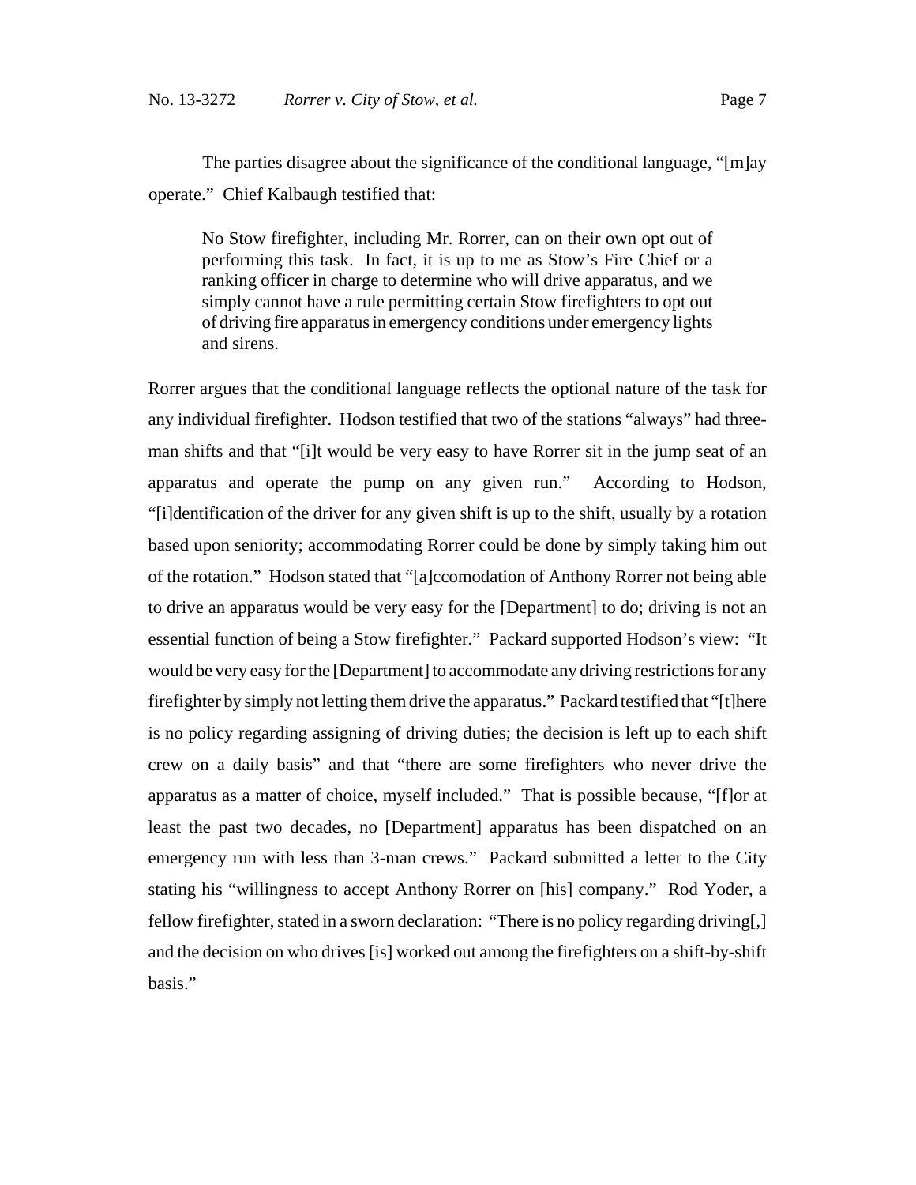The parties disagree about the significance of the conditional language, "[m]ay operate." Chief Kalbaugh testified that:

> No Stow firefighter, including Mr. Rorrer, can on their own opt out of performing this task. In fact, it is up to me as Stow's Fire Chief or a ranking officer in charge to determine who will drive apparatus, and we simply cannot have a rule permitting certain Stow firefighters to opt out of driving fire apparatus in emergency conditions under emergency lights and sirens.

Rorrer argues that the conditional language reflects the optional nature of the task for any individual firefighter. Hodson testified that two of the stations "always" had three-man shifts and that "[i]t would be very easy to have Rorrer sit in the jump seat of an apparatus and operate the pump on any given run." According to Hodson, "[i]dentification of the driver for any given shift is up to the shift, usually by a rotation based upon seniority; accommodating Rorrer could be done by simply taking him out of the rotation." Hodson stated that "[a]ccomodation of Anthony Rorrer not being able to drive an apparatus would be very easy for the [Department] to do; driving is not an essential function of being a Stow firefighter." Packard supported Hodson's view: "It would be very easy for the [Department] to accommodate any driving restrictions for any firefighter by simply not letting them drive the apparatus." Packard testified that "[t]here is no policy regarding assigning of driving duties; the decision is left up to each shift crew on a daily basis" and that "there are some firefighters who never drive the apparatus as a matter of choice, myself included." That is possible because, "[f]or at least the past two decades, no [Department] apparatus has been dispatched on an emergency run with less than 3-man crews." Packard submitted a letter to the City stating his "willingness to accept Anthony Rorrer on [his] company." Rod Yoder, a fellow firefighter, stated in a sworn declaration: "There is no policy regarding driving[,] and the decision on who drives [is] worked out among the firefighters on a shift-by-shift basis."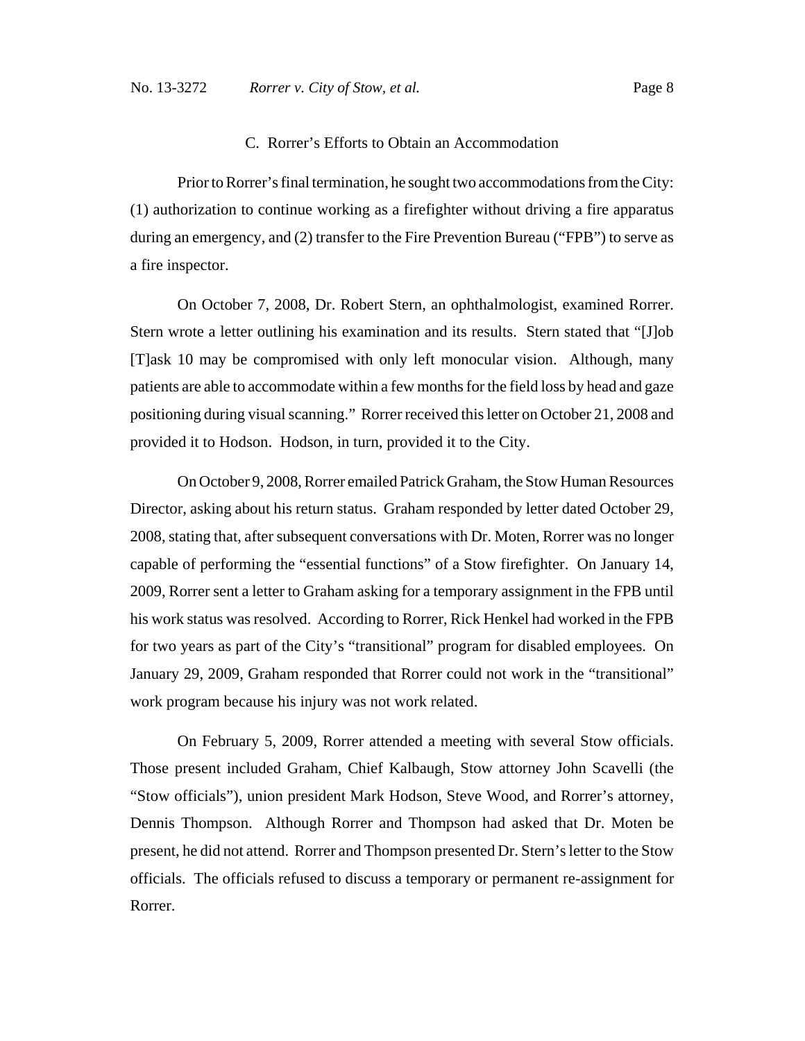### C. Rorrer's Efforts to Obtain an Accommodation

Prior to Rorrer's final termination, he sought two accommodations from the City: (1) authorization to continue working as a firefighter without driving a fire apparatus during an emergency, and (2) transfer to the Fire Prevention Bureau ("FPB") to serve as a fire inspector.

On October 7, 2008, Dr. Robert Stern, an ophthalmologist, examined Rorrer. Stern wrote a letter outlining his examination and its results. Stern stated that "[J]ob [T]ask 10 may be compromised with only left monocular vision. Although, many patients are able to accommodate within a few months for the field loss by head and gaze positioning during visual scanning." Rorrer received this letter on October 21, 2008 and provided it to Hodson. Hodson, in turn, provided it to the City.

On October 9, 2008, Rorrer emailed Patrick Graham, the Stow Human Resources Director, asking about his return status. Graham responded by letter dated October 29, 2008, stating that, after subsequent conversations with Dr. Moten, Rorrer was no longer capable of performing the "essential functions" of a Stow firefighter. On January 14, 2009, Rorrer sent a letter to Graham asking for a temporary assignment in the FPB until his work status was resolved. According to Rorrer, Rick Henkel had worked in the FPB for two years as part of the City's "transitional" program for disabled employees. On January 29, 2009, Graham responded that Rorrer could not work in the "transitional" work program because his injury was not work related.

On February 5, 2009, Rorrer attended a meeting with several Stow officials. Those present included Graham, Chief Kalbaugh, Stow attorney John Scavelli (the "Stow officials"), union president Mark Hodson, Steve Wood, and Rorrer's attorney, Dennis Thompson. Although Rorrer and Thompson had asked that Dr. Moten be present, he did not attend. Rorrer and Thompson presented Dr. Stern's letter to the Stow officials. The officials refused to discuss a temporary or permanent re-assignment for Rorrer.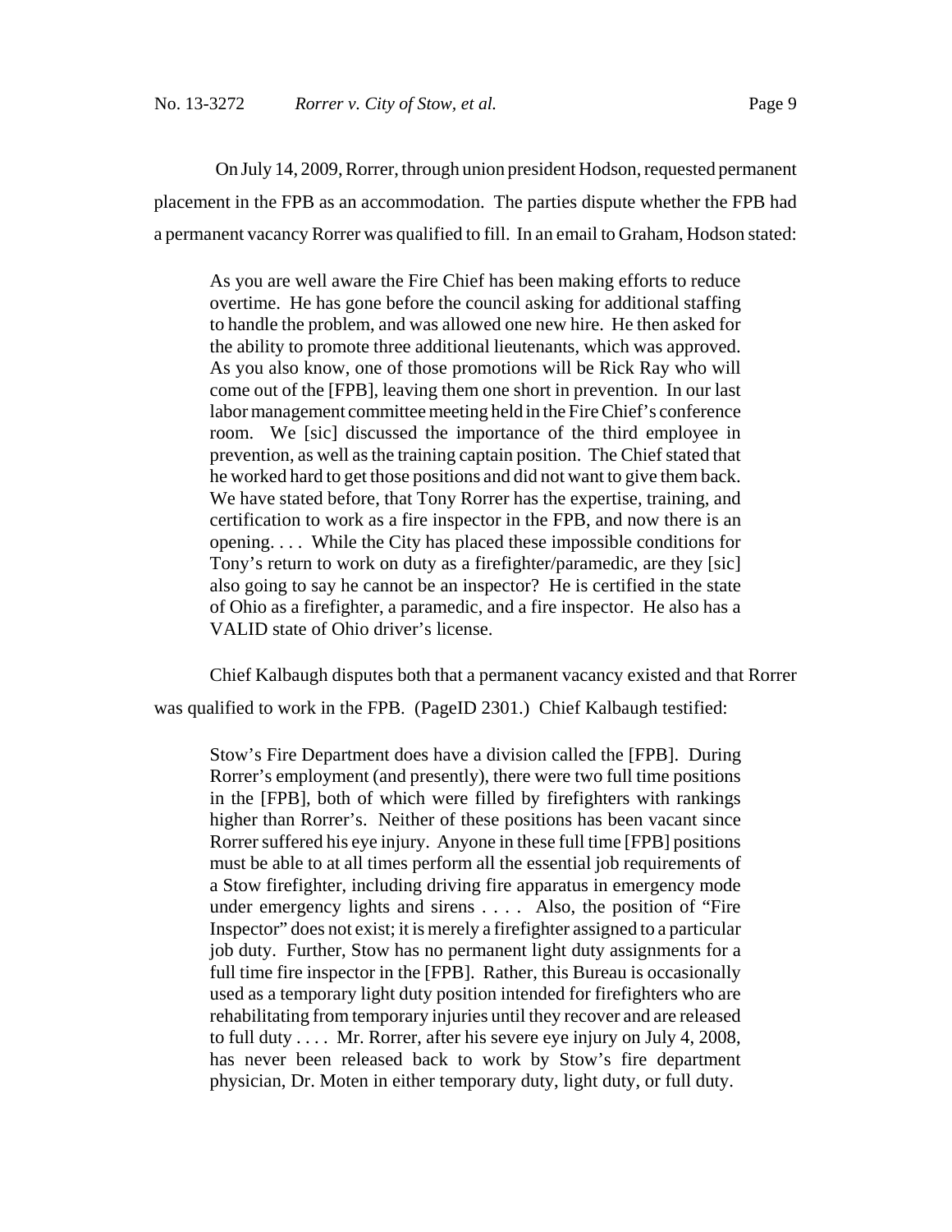On July 14, 2009, Rorrer, through union president Hodson, requested permanent placement in the FPB as an accommodation. The parties dispute whether the FPB had a permanent vacancy Rorrer was qualified to fill. In an email to Graham, Hodson stated:

> As you are well aware the Fire Chief has been making efforts to reduce overtime. He has gone before the council asking for additional staffing to handle the problem, and was allowed one new hire. He then asked for the ability to promote three additional lieutenants, which was approved. As you also know, one of those promotions will be Rick Ray who will come out of the [FPB], leaving them one short in prevention. In our last labor management committee meeting held in the Fire Chief's conference room. We [sic] discussed the importance of the third employee in prevention, as well as the training captain position. The Chief stated that he worked hard to get those positions and did not want to give them back. We have stated before, that Tony Rorrer has the expertise, training, and certification to work as a fire inspector in the FPB, and now there is an opening. . . . While the City has placed these impossible conditions for Tony's return to work on duty as a firefighter/paramedic, are they [sic] also going to say he cannot be an inspector? He is certified in the state of Ohio as a firefighter, a paramedic, and a fire inspector. He also has a VALID state of Ohio driver's license.

Chief Kalbaugh disputes both that a permanent vacancy existed and that Rorrer was qualified to work in the FPB. (PageID 2301.) Chief Kalbaugh testified:

> Stow's Fire Department does have a division called the [FPB]. During Rorrer's employment (and presently), there were two full time positions in the [FPB], both of which were filled by firefighters with rankings higher than Rorrer's. Neither of these positions has been vacant since Rorrer suffered his eye injury. Anyone in these full time [FPB] positions must be able to at all times perform all the essential job requirements of a Stow firefighter, including driving fire apparatus in emergency mode under emergency lights and sirens . . . . Also, the position of "Fire Inspector" does not exist; it is merely a firefighter assigned to a particular job duty. Further, Stow has no permanent light duty assignments for a full time fire inspector in the [FPB]. Rather, this Bureau is occasionally used as a temporary light duty position intended for firefighters who are rehabilitating from temporary injuries until they recover and are released to full duty . . . . Mr. Rorrer, after his severe eye injury on July 4, 2008, has never been released back to work by Stow's fire department physician, Dr. Moten in either temporary duty, light duty, or full duty.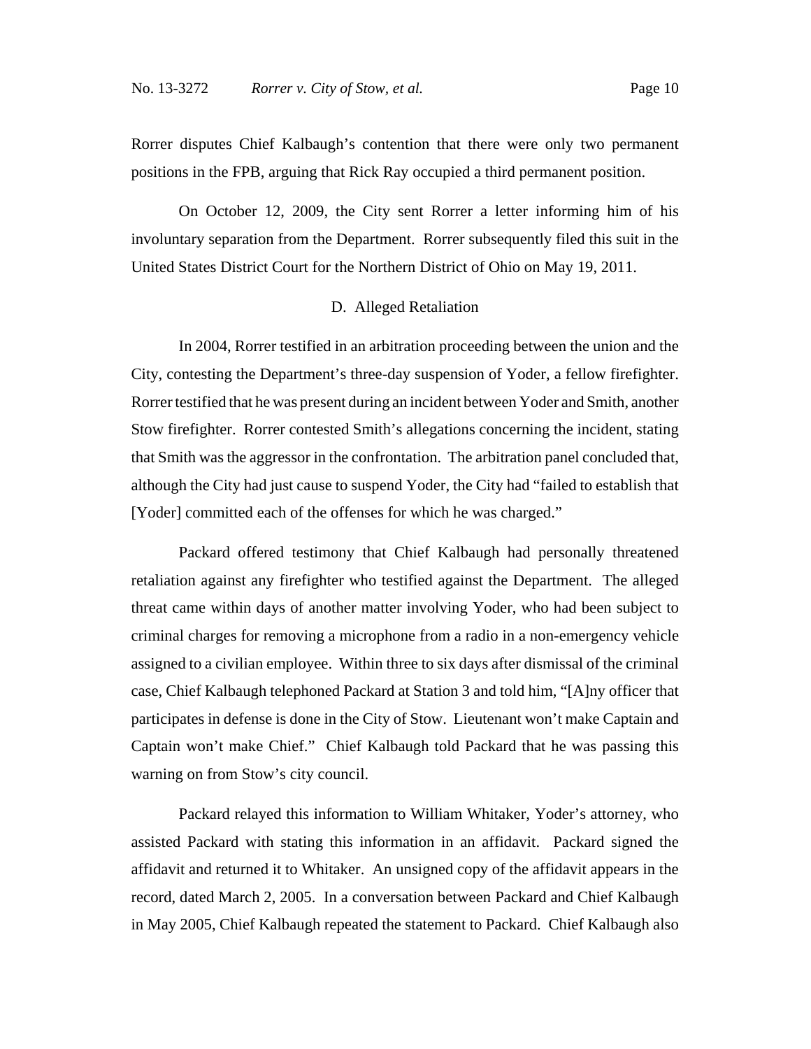Rorrer disputes Chief Kalbaugh's contention that there were only two permanent positions in the FPB, arguing that Rick Ray occupied a third permanent position.

On October 12, 2009, the City sent Rorrer a letter informing him of his involuntary separation from the Department. Rorrer subsequently filed this suit in the United States District Court for the Northern District of Ohio on May 19, 2011.

### D. Alleged Retaliation

In 2004, Rorrer testified in an arbitration proceeding between the union and the City, contesting the Department's three-day suspension of Yoder, a fellow firefighter. Rorrer testified that he was present during an incident between Yoder and Smith, another Stow firefighter. Rorrer contested Smith's allegations concerning the incident, stating that Smith was the aggressor in the confrontation. The arbitration panel concluded that, although the City had just cause to suspend Yoder, the City had "failed to establish that [Yoder] committed each of the offenses for which he was charged."

Packard offered testimony that Chief Kalbaugh had personally threatened retaliation against any firefighter who testified against the Department. The alleged threat came within days of another matter involving Yoder, who had been subject to criminal charges for removing a microphone from a radio in a non-emergency vehicle assigned to a civilian employee. Within three to six days after dismissal of the criminal case, Chief Kalbaugh telephoned Packard at Station 3 and told him, "[A]ny officer that participates in defense is done in the City of Stow. Lieutenant won't make Captain and Captain won't make Chief." Chief Kalbaugh told Packard that he was passing this warning on from Stow's city council.

Packard relayed this information to William Whitaker, Yoder's attorney, who assisted Packard with stating this information in an affidavit. Packard signed the affidavit and returned it to Whitaker. An unsigned copy of the affidavit appears in the record, dated March 2, 2005. In a conversation between Packard and Chief Kalbaugh in May 2005, Chief Kalbaugh repeated the statement to Packard. Chief Kalbaugh also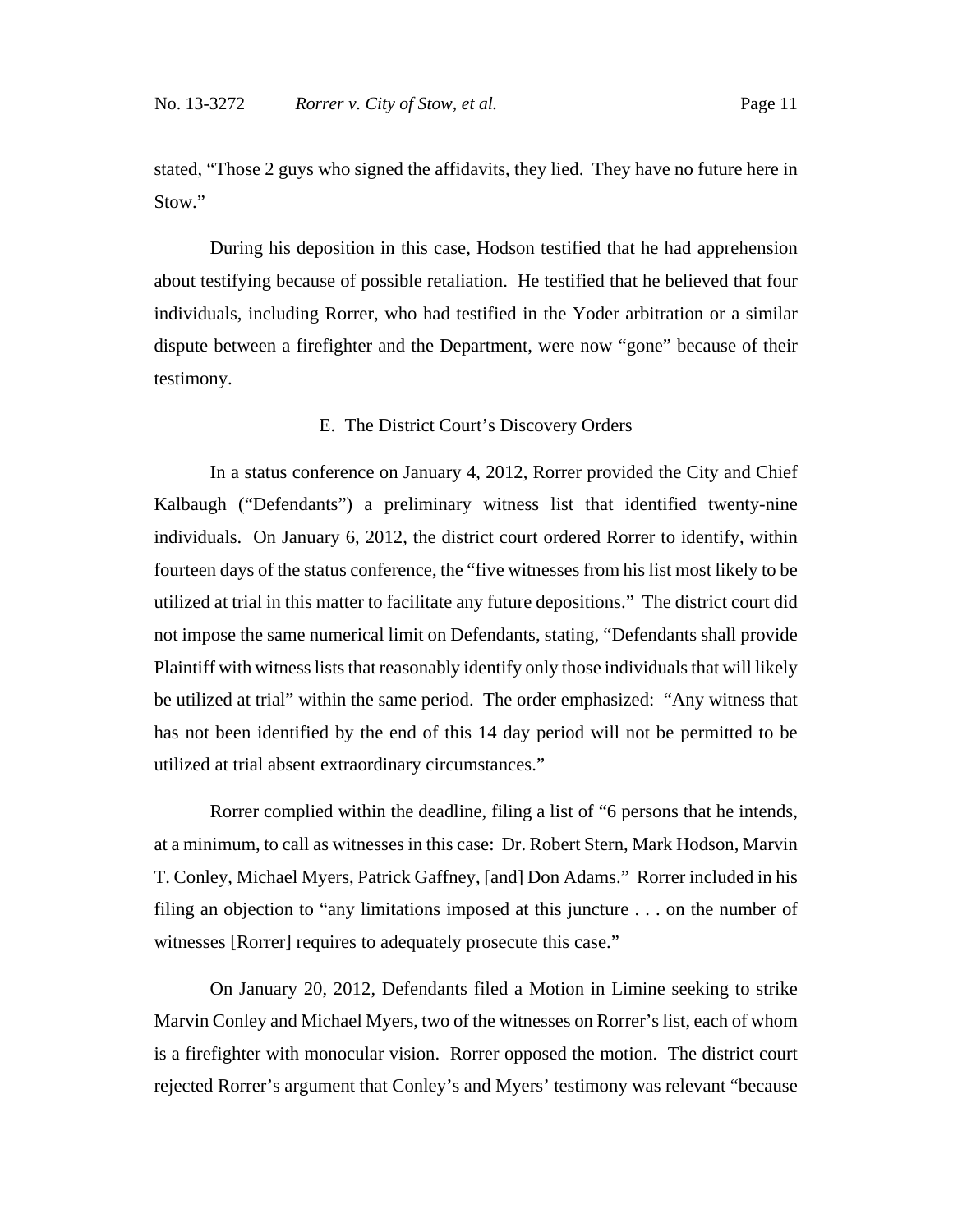stated, "Those 2 guys who signed the affidavits, they lied. They have no future here in Stow."

During his deposition in this case, Hodson testified that he had apprehension about testifying because of possible retaliation. He testified that he believed that four individuals, including Rorrer, who had testified in the Yoder arbitration or a similar dispute between a firefighter and the Department, were now "gone" because of their testimony.

### E. The District Court's Discovery Orders

In a status conference on January 4, 2012, Rorrer provided the City and Chief Kalbaugh ("Defendants") a preliminary witness list that identified twenty-nine individuals. On January 6, 2012, the district court ordered Rorrer to identify, within fourteen days of the status conference, the "five witnesses from his list most likely to be utilized at trial in this matter to facilitate any future depositions." The district court did not impose the same numerical limit on Defendants, stating, "Defendants shall provide Plaintiff with witness lists that reasonably identify only those individuals that will likely be utilized at trial" within the same period. The order emphasized: "Any witness that has not been identified by the end of this 14 day period will not be permitted to be utilized at trial absent extraordinary circumstances."

Rorrer complied within the deadline, filing a list of "6 persons that he intends, at a minimum, to call as witnesses in this case: Dr. Robert Stern, Mark Hodson, Marvin T. Conley, Michael Myers, Patrick Gaffney, [and] Don Adams." Rorrer included in his filing an objection to "any limitations imposed at this juncture . . . on the number of witnesses [Rorrer] requires to adequately prosecute this case."

On January 20, 2012, Defendants filed a Motion in Limine seeking to strike Marvin Conley and Michael Myers, two of the witnesses on Rorrer's list, each of whom is a firefighter with monocular vision. Rorrer opposed the motion. The district court rejected Rorrer's argument that Conley's and Myers' testimony was relevant "because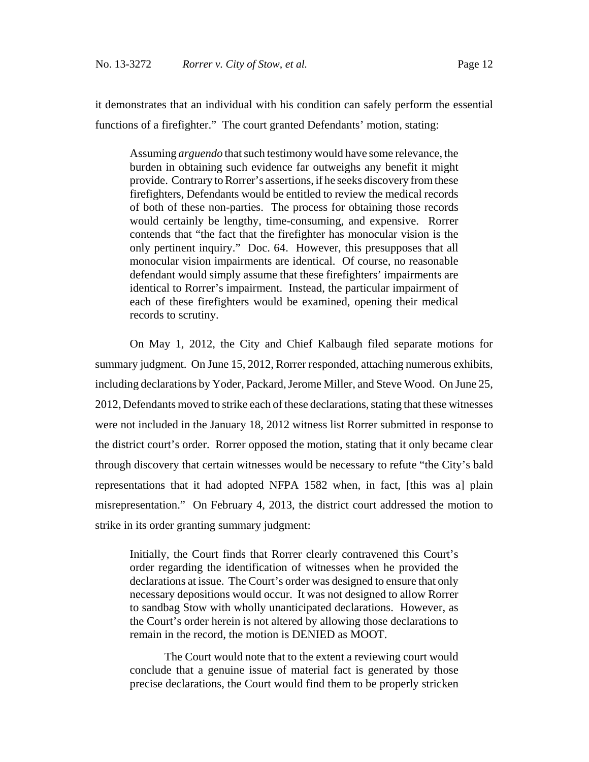it demonstrates that an individual with his condition can safely perform the essential functions of a firefighter." The court granted Defendants' motion, stating:

> Assuming *arguendo* that such testimony would have some relevance, the burden in obtaining such evidence far outweighs any benefit it might provide. Contrary to Rorrer's assertions, if he seeks discovery from these firefighters, Defendants would be entitled to review the medical records of both of these non-parties. The process for obtaining those records would certainly be lengthy, time-consuming, and expensive. Rorrer contends that "the fact that the firefighter has monocular vision is the only pertinent inquiry." Doc. 64. However, this presupposes that all monocular vision impairments are identical. Of course, no reasonable defendant would simply assume that these firefighters' impairments are identical to Rorrer's impairment. Instead, the particular impairment of each of these firefighters would be examined, opening their medical records to scrutiny.

On May 1, 2012, the City and Chief Kalbaugh filed separate motions for summary judgment. On June 15, 2012, Rorrer responded, attaching numerous exhibits, including declarations by Yoder, Packard, Jerome Miller, and Steve Wood. On June 25, 2012, Defendants moved to strike each of these declarations, stating that these witnesses were not included in the January 18, 2012 witness list Rorrer submitted in response to the district court's order. Rorrer opposed the motion, stating that it only became clear through discovery that certain witnesses would be necessary to refute "the City's bald representations that it had adopted NFPA 1582 when, in fact, [this was a] plain misrepresentation." On February 4, 2013, the district court addressed the motion to strike in its order granting summary judgment:

> Initially, the Court finds that Rorrer clearly contravened this Court's order regarding the identification of witnesses when he provided the declarations at issue. The Court's order was designed to ensure that only necessary depositions would occur. It was not designed to allow Rorrer to sandbag Stow with wholly unanticipated declarations. However, as the Court's order herein is not altered by allowing those declarations to remain in the record, the motion is DENIED as MOOT.
>
> The Court would note that to the extent a reviewing court would conclude that a genuine issue of material fact is generated by those precise declarations, the Court would find them to be properly stricken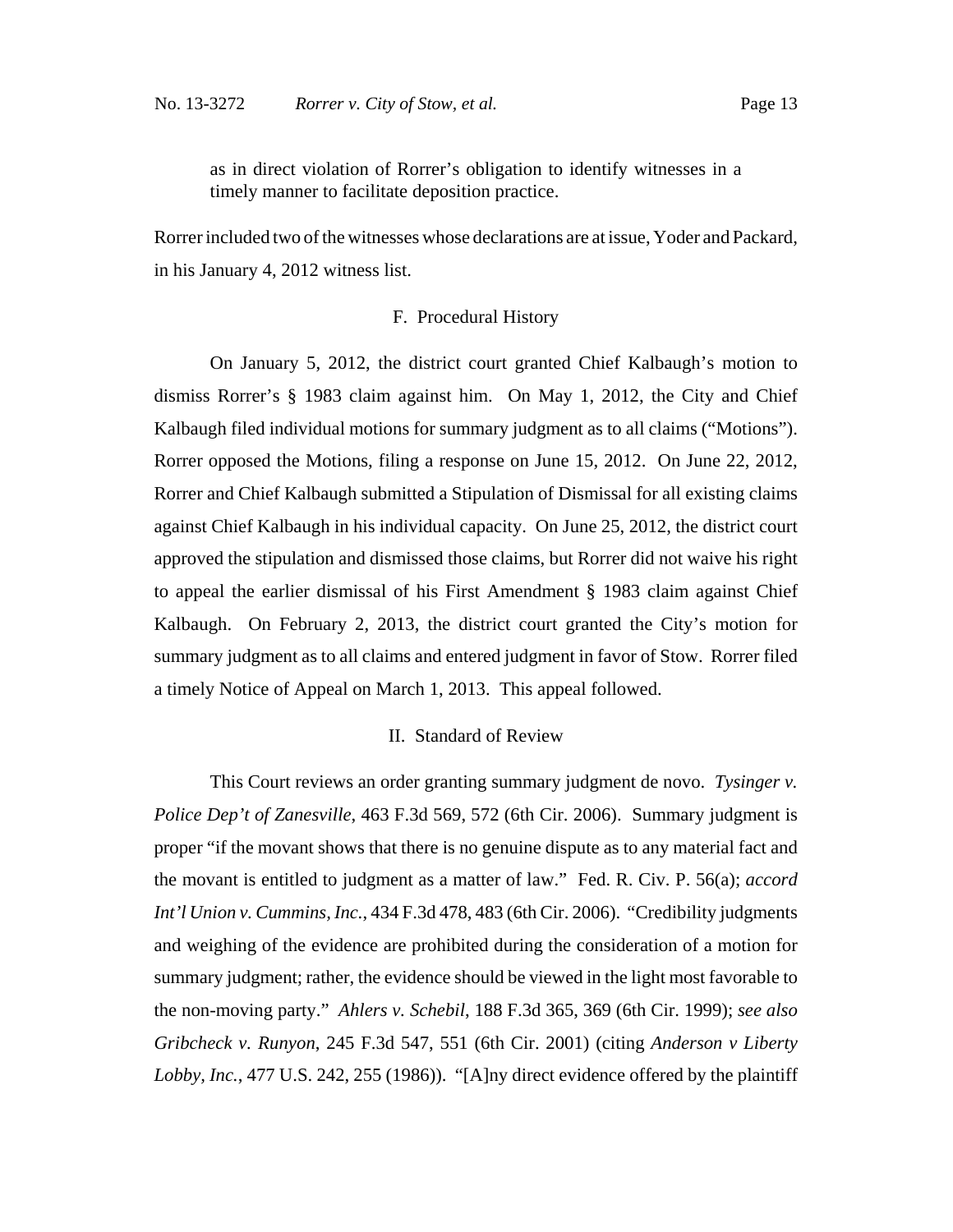as in direct violation of Rorrer's obligation to identify witnesses in a timely manner to facilitate deposition practice.

Rorrer included two of the witnesses whose declarations are at issue, Yoder and Packard, in his January 4, 2012 witness list.

### F. Procedural History

On January 5, 2012, the district court granted Chief Kalbaugh's motion to dismiss Rorrer's § 1983 claim against him. On May 1, 2012, the City and Chief Kalbaugh filed individual motions for summary judgment as to all claims ("Motions"). Rorrer opposed the Motions, filing a response on June 15, 2012. On June 22, 2012, Rorrer and Chief Kalbaugh submitted a Stipulation of Dismissal for all existing claims against Chief Kalbaugh in his individual capacity. On June 25, 2012, the district court approved the stipulation and dismissed those claims, but Rorrer did not waive his right to appeal the earlier dismissal of his First Amendment § 1983 claim against Chief Kalbaugh. On February 2, 2013, the district court granted the City's motion for summary judgment as to all claims and entered judgment in favor of Stow. Rorrer filed a timely Notice of Appeal on March 1, 2013. This appeal followed.

## II. Standard of Review

This Court reviews an order granting summary judgment de novo. *Tysinger v. Police Dep't of Zanesville*, 463 F.3d 569, 572 (6th Cir. 2006). Summary judgment is proper "if the movant shows that there is no genuine dispute as to any material fact and the movant is entitled to judgment as a matter of law." Fed. R. Civ. P. 56(a); *accord Int'l Union v. Cummins, Inc.*, 434 F.3d 478, 483 (6th Cir. 2006). "Credibility judgments and weighing of the evidence are prohibited during the consideration of a motion for summary judgment; rather, the evidence should be viewed in the light most favorable to the non-moving party." *Ahlers v. Schebil*, 188 F.3d 365, 369 (6th Cir. 1999); *see also Gribcheck v. Runyon*, 245 F.3d 547, 551 (6th Cir. 2001) (citing *Anderson v Liberty Lobby, Inc.*, 477 U.S. 242, 255 (1986)). "[A]ny direct evidence offered by the plaintiff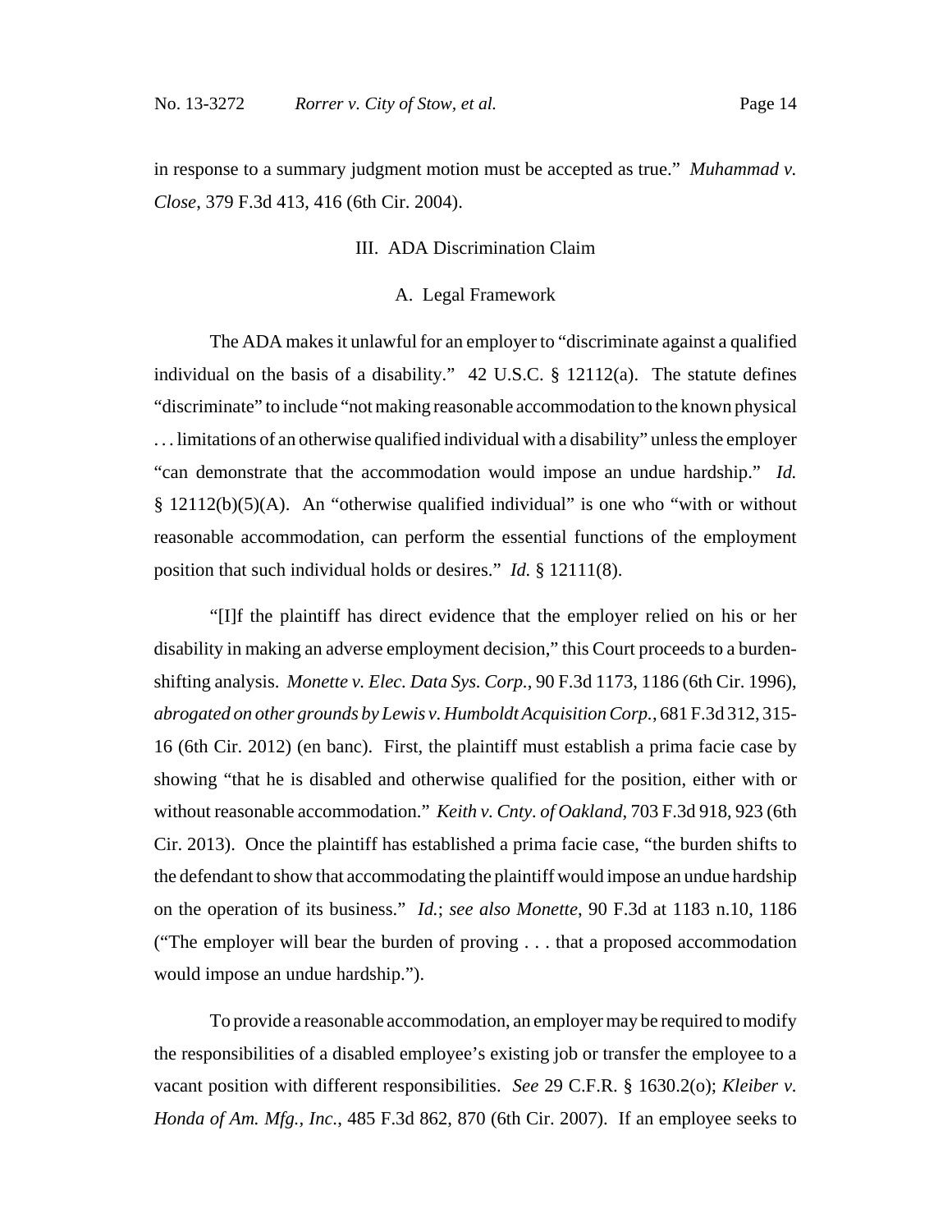in response to a summary judgment motion must be accepted as true." *Muhammad v. Close*, 379 F.3d 413, 416 (6th Cir. 2004).

## III. ADA Discrimination Claim

### A. Legal Framework

The ADA makes it unlawful for an employer to "discriminate against a qualified individual on the basis of a disability." 42 U.S.C. § 12112(a). The statute defines "discriminate" to include "not making reasonable accommodation to the known physical . . . limitations of an otherwise qualified individual with a disability" unless the employer "can demonstrate that the accommodation would impose an undue hardship." *Id.* § 12112(b)(5)(A). An "otherwise qualified individual" is one who "with or without reasonable accommodation, can perform the essential functions of the employment position that such individual holds or desires." *Id.* § 12111(8).

"[I]f the plaintiff has direct evidence that the employer relied on his or her disability in making an adverse employment decision," this Court proceeds to a burden-shifting analysis. *Monette v. Elec. Data Sys. Corp.*, 90 F.3d 1173, 1186 (6th Cir. 1996), *abrogated on other grounds by Lewis v. Humboldt Acquisition Corp.*, 681 F.3d 312, 315-16 (6th Cir. 2012) (en banc). First, the plaintiff must establish a prima facie case by showing "that he is disabled and otherwise qualified for the position, either with or without reasonable accommodation." *Keith v. Cnty. of Oakland*, 703 F.3d 918, 923 (6th Cir. 2013). Once the plaintiff has established a prima facie case, "the burden shifts to the defendant to show that accommodating the plaintiff would impose an undue hardship on the operation of its business." *Id.*; *see also Monette*, 90 F.3d at 1183 n.10, 1186 ("The employer will bear the burden of proving . . . that a proposed accommodation would impose an undue hardship.").

To provide a reasonable accommodation, an employer may be required to modify the responsibilities of a disabled employee's existing job or transfer the employee to a vacant position with different responsibilities. *See* 29 C.F.R. § 1630.2(o); *Kleiber v. Honda of Am. Mfg., Inc.*, 485 F.3d 862, 870 (6th Cir. 2007). If an employee seeks to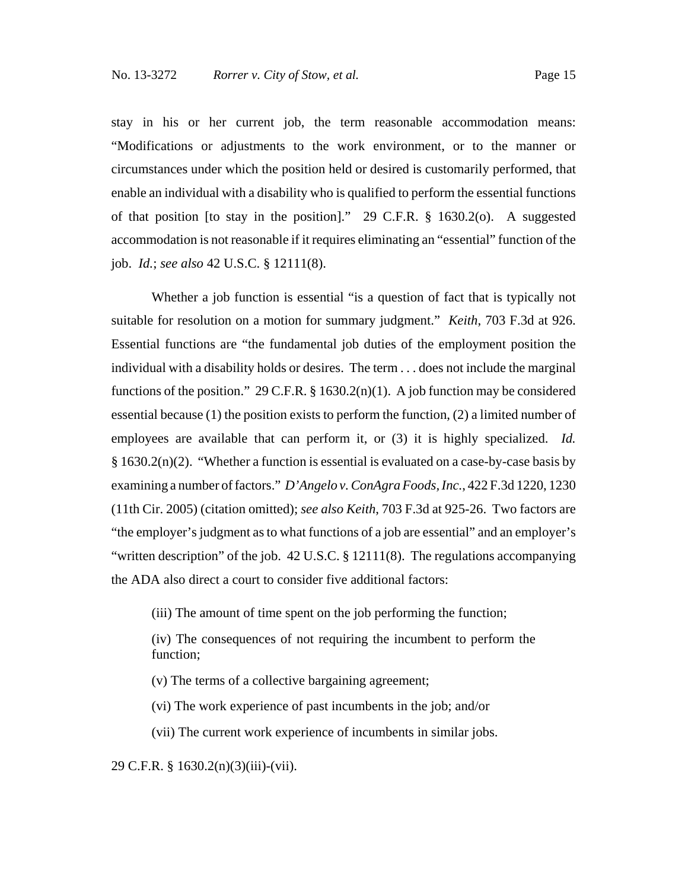stay in his or her current job, the term reasonable accommodation means: "Modifications or adjustments to the work environment, or to the manner or circumstances under which the position held or desired is customarily performed, that enable an individual with a disability who is qualified to perform the essential functions of that position [to stay in the position]." 29 C.F.R. § 1630.2(o). A suggested accommodation is not reasonable if it requires eliminating an "essential" function of the job. *Id.*; *see also* 42 U.S.C. § 12111(8).

Whether a job function is essential "is a question of fact that is typically not suitable for resolution on a motion for summary judgment." *Keith*, 703 F.3d at 926. Essential functions are "the fundamental job duties of the employment position the individual with a disability holds or desires. The term . . . does not include the marginal functions of the position." 29 C.F.R. § 1630.2(n)(1). A job function may be considered essential because (1) the position exists to perform the function, (2) a limited number of employees are available that can perform it, or (3) it is highly specialized. *Id.* § 1630.2(n)(2). "Whether a function is essential is evaluated on a case-by-case basis by examining a number of factors." *D'Angelo v. ConAgra Foods, Inc.*, 422 F.3d 1220, 1230 (11th Cir. 2005) (citation omitted); *see also Keith*, 703 F.3d at 925-26. Two factors are "the employer's judgment as to what functions of a job are essential" and an employer's "written description" of the job. 42 U.S.C. § 12111(8). The regulations accompanying the ADA also direct a court to consider five additional factors:

> (iii) The amount of time spent on the job performing the function;
>
> (iv) The consequences of not requiring the incumbent to perform the function;
>
> (v) The terms of a collective bargaining agreement;
>
> (vi) The work experience of past incumbents in the job; and/or
>
> (vii) The current work experience of incumbents in similar jobs.

29 C.F.R. § 1630.2(n)(3)(iii)-(vii).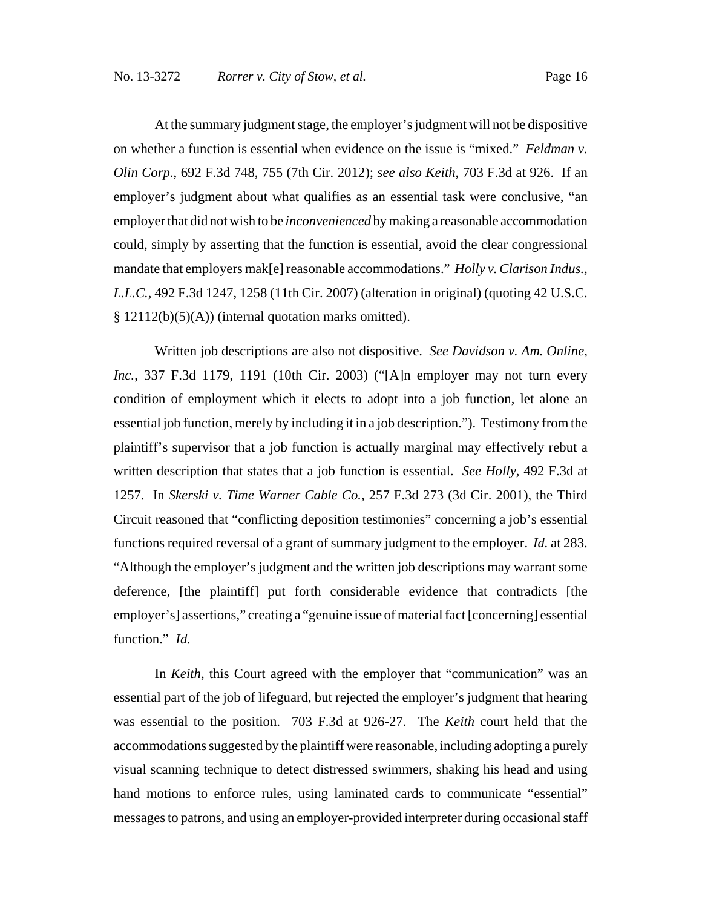At the summary judgment stage, the employer's judgment will not be dispositive on whether a function is essential when evidence on the issue is "mixed." *Feldman v. Olin Corp.*, 692 F.3d 748, 755 (7th Cir. 2012); *see also Keith*, 703 F.3d at 926. If an employer's judgment about what qualifies as an essential task were conclusive, "an employer that did not wish to be *inconvenienced* by making a reasonable accommodation could, simply by asserting that the function is essential, avoid the clear congressional mandate that employers mak[e] reasonable accommodations." *Holly v. Clarison Indus., L.L.C.*, 492 F.3d 1247, 1258 (11th Cir. 2007) (alteration in original) (quoting 42 U.S.C. § 12112(b)(5)(A)) (internal quotation marks omitted).

Written job descriptions are also not dispositive. *See Davidson v. Am. Online, Inc.*, 337 F.3d 1179, 1191 (10th Cir. 2003) ("[A]n employer may not turn every condition of employment which it elects to adopt into a job function, let alone an essential job function, merely by including it in a job description."). Testimony from the plaintiff's supervisor that a job function is actually marginal may effectively rebut a written description that states that a job function is essential. *See Holly*, 492 F.3d at 1257. In *Skerski v. Time Warner Cable Co.*, 257 F.3d 273 (3d Cir. 2001), the Third Circuit reasoned that "conflicting deposition testimonies" concerning a job's essential functions required reversal of a grant of summary judgment to the employer. *Id.* at 283. "Although the employer's judgment and the written job descriptions may warrant some deference, [the plaintiff] put forth considerable evidence that contradicts [the employer's] assertions," creating a "genuine issue of material fact [concerning] essential function." *Id.*

In *Keith*, this Court agreed with the employer that "communication" was an essential part of the job of lifeguard, but rejected the employer's judgment that hearing was essential to the position. 703 F.3d at 926-27. The *Keith* court held that the accommodations suggested by the plaintiff were reasonable, including adopting a purely visual scanning technique to detect distressed swimmers, shaking his head and using hand motions to enforce rules, using laminated cards to communicate "essential" messages to patrons, and using an employer-provided interpreter during occasional staff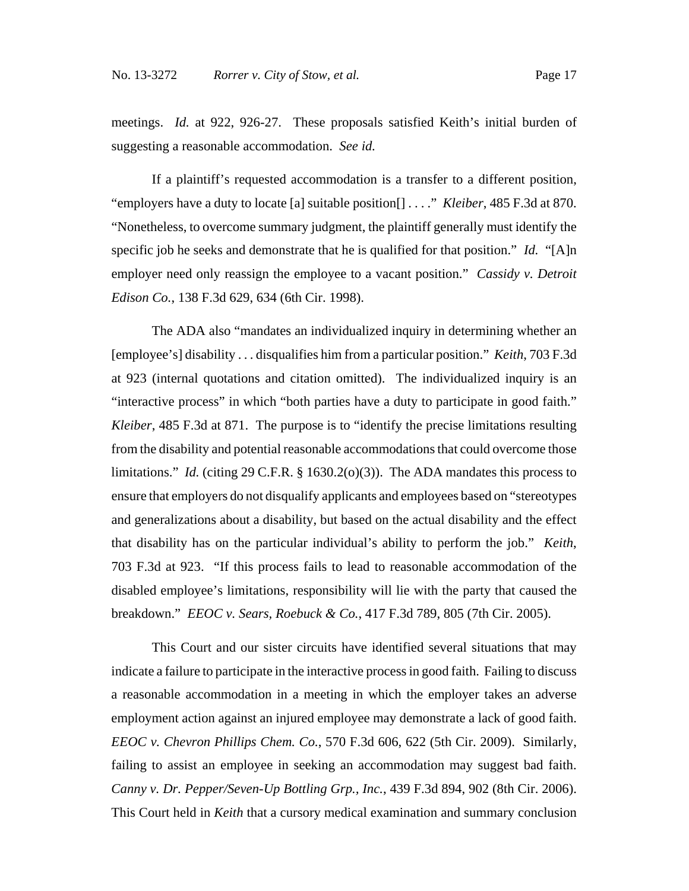meetings. *Id.* at 922, 926-27. These proposals satisfied Keith's initial burden of suggesting a reasonable accommodation. *See id.*

If a plaintiff's requested accommodation is a transfer to a different position, "employers have a duty to locate [a] suitable position[] . . . ." *Kleiber*, 485 F.3d at 870. "Nonetheless, to overcome summary judgment, the plaintiff generally must identify the specific job he seeks and demonstrate that he is qualified for that position." *Id.* "[A]n employer need only reassign the employee to a vacant position." *Cassidy v. Detroit Edison Co.*, 138 F.3d 629, 634 (6th Cir. 1998).

The ADA also "mandates an individualized inquiry in determining whether an [employee's] disability . . . disqualifies him from a particular position." *Keith*, 703 F.3d at 923 (internal quotations and citation omitted). The individualized inquiry is an "interactive process" in which "both parties have a duty to participate in good faith." *Kleiber*, 485 F.3d at 871. The purpose is to "identify the precise limitations resulting from the disability and potential reasonable accommodations that could overcome those limitations." *Id.* (citing 29 C.F.R. § 1630.2(o)(3)). The ADA mandates this process to ensure that employers do not disqualify applicants and employees based on "stereotypes and generalizations about a disability, but based on the actual disability and the effect that disability has on the particular individual's ability to perform the job." *Keith*, 703 F.3d at 923. "If this process fails to lead to reasonable accommodation of the disabled employee's limitations, responsibility will lie with the party that caused the breakdown." *EEOC v. Sears, Roebuck & Co.*, 417 F.3d 789, 805 (7th Cir. 2005).

This Court and our sister circuits have identified several situations that may indicate a failure to participate in the interactive process in good faith. Failing to discuss a reasonable accommodation in a meeting in which the employer takes an adverse employment action against an injured employee may demonstrate a lack of good faith. *EEOC v. Chevron Phillips Chem. Co.*, 570 F.3d 606, 622 (5th Cir. 2009). Similarly, failing to assist an employee in seeking an accommodation may suggest bad faith. *Canny v. Dr. Pepper/Seven-Up Bottling Grp., Inc.*, 439 F.3d 894, 902 (8th Cir. 2006). This Court held in *Keith* that a cursory medical examination and summary conclusion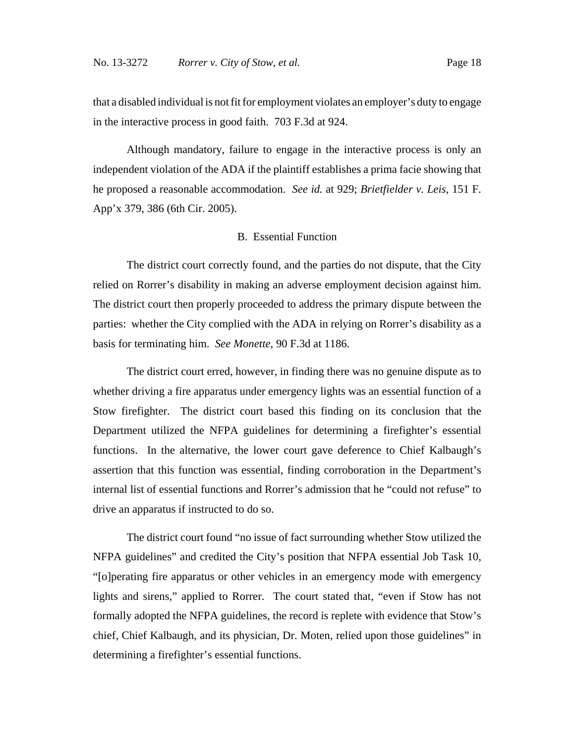that a disabled individual is not fit for employment violates an employer's duty to engage in the interactive process in good faith. 703 F.3d at 924.

Although mandatory, failure to engage in the interactive process is only an independent violation of the ADA if the plaintiff establishes a prima facie showing that he proposed a reasonable accommodation. *See id.* at 929; *Brietfielder v. Leis*, 151 F. App'x 379, 386 (6th Cir. 2005).

### B. Essential Function

The district court correctly found, and the parties do not dispute, that the City relied on Rorrer's disability in making an adverse employment decision against him. The district court then properly proceeded to address the primary dispute between the parties: whether the City complied with the ADA in relying on Rorrer's disability as a basis for terminating him. *See Monette*, 90 F.3d at 1186.

The district court erred, however, in finding there was no genuine dispute as to whether driving a fire apparatus under emergency lights was an essential function of a Stow firefighter. The district court based this finding on its conclusion that the Department utilized the NFPA guidelines for determining a firefighter's essential functions. In the alternative, the lower court gave deference to Chief Kalbaugh's assertion that this function was essential, finding corroboration in the Department's internal list of essential functions and Rorrer's admission that he "could not refuse" to drive an apparatus if instructed to do so.

The district court found "no issue of fact surrounding whether Stow utilized the NFPA guidelines" and credited the City's position that NFPA essential Job Task 10, "[o]perating fire apparatus or other vehicles in an emergency mode with emergency lights and sirens," applied to Rorrer. The court stated that, "even if Stow has not formally adopted the NFPA guidelines, the record is replete with evidence that Stow's chief, Chief Kalbaugh, and its physician, Dr. Moten, relied upon those guidelines" in determining a firefighter's essential functions.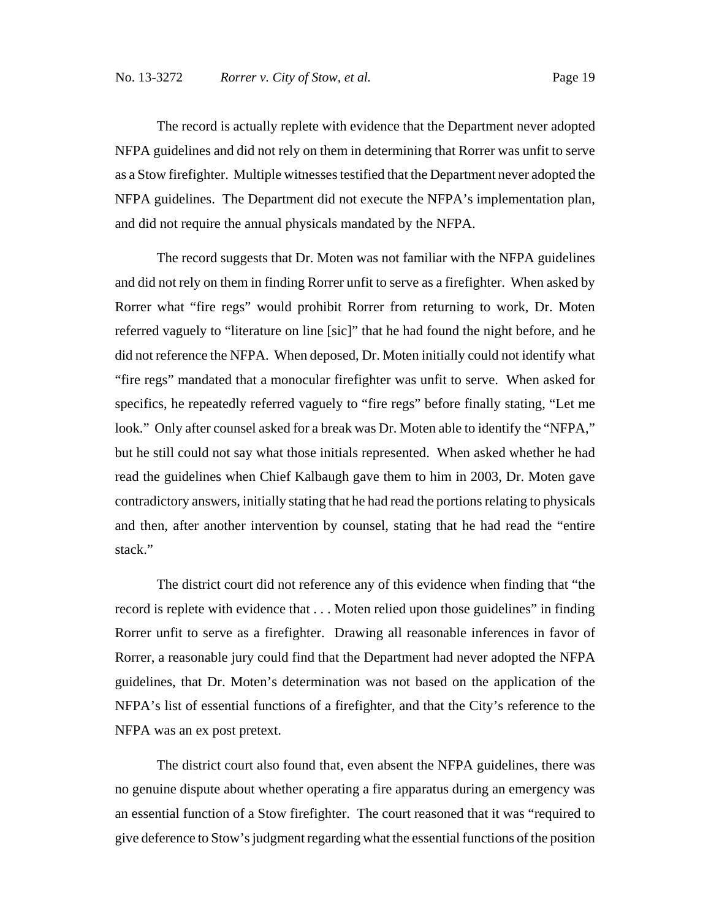The record is actually replete with evidence that the Department never adopted NFPA guidelines and did not rely on them in determining that Rorrer was unfit to serve as a Stow firefighter. Multiple witnesses testified that the Department never adopted the NFPA guidelines. The Department did not execute the NFPA's implementation plan, and did not require the annual physicals mandated by the NFPA.

The record suggests that Dr. Moten was not familiar with the NFPA guidelines and did not rely on them in finding Rorrer unfit to serve as a firefighter. When asked by Rorrer what "fire regs" would prohibit Rorrer from returning to work, Dr. Moten referred vaguely to "literature on line [sic]" that he had found the night before, and he did not reference the NFPA. When deposed, Dr. Moten initially could not identify what "fire regs" mandated that a monocular firefighter was unfit to serve. When asked for specifics, he repeatedly referred vaguely to "fire regs" before finally stating, "Let me look." Only after counsel asked for a break was Dr. Moten able to identify the "NFPA," but he still could not say what those initials represented. When asked whether he had read the guidelines when Chief Kalbaugh gave them to him in 2003, Dr. Moten gave contradictory answers, initially stating that he had read the portions relating to physicals and then, after another intervention by counsel, stating that he had read the "entire stack."

The district court did not reference any of this evidence when finding that "the record is replete with evidence that . . . Moten relied upon those guidelines" in finding Rorrer unfit to serve as a firefighter. Drawing all reasonable inferences in favor of Rorrer, a reasonable jury could find that the Department had never adopted the NFPA guidelines, that Dr. Moten's determination was not based on the application of the NFPA's list of essential functions of a firefighter, and that the City's reference to the NFPA was an ex post pretext.

The district court also found that, even absent the NFPA guidelines, there was no genuine dispute about whether operating a fire apparatus during an emergency was an essential function of a Stow firefighter. The court reasoned that it was "required to give deference to Stow's judgment regarding what the essential functions of the position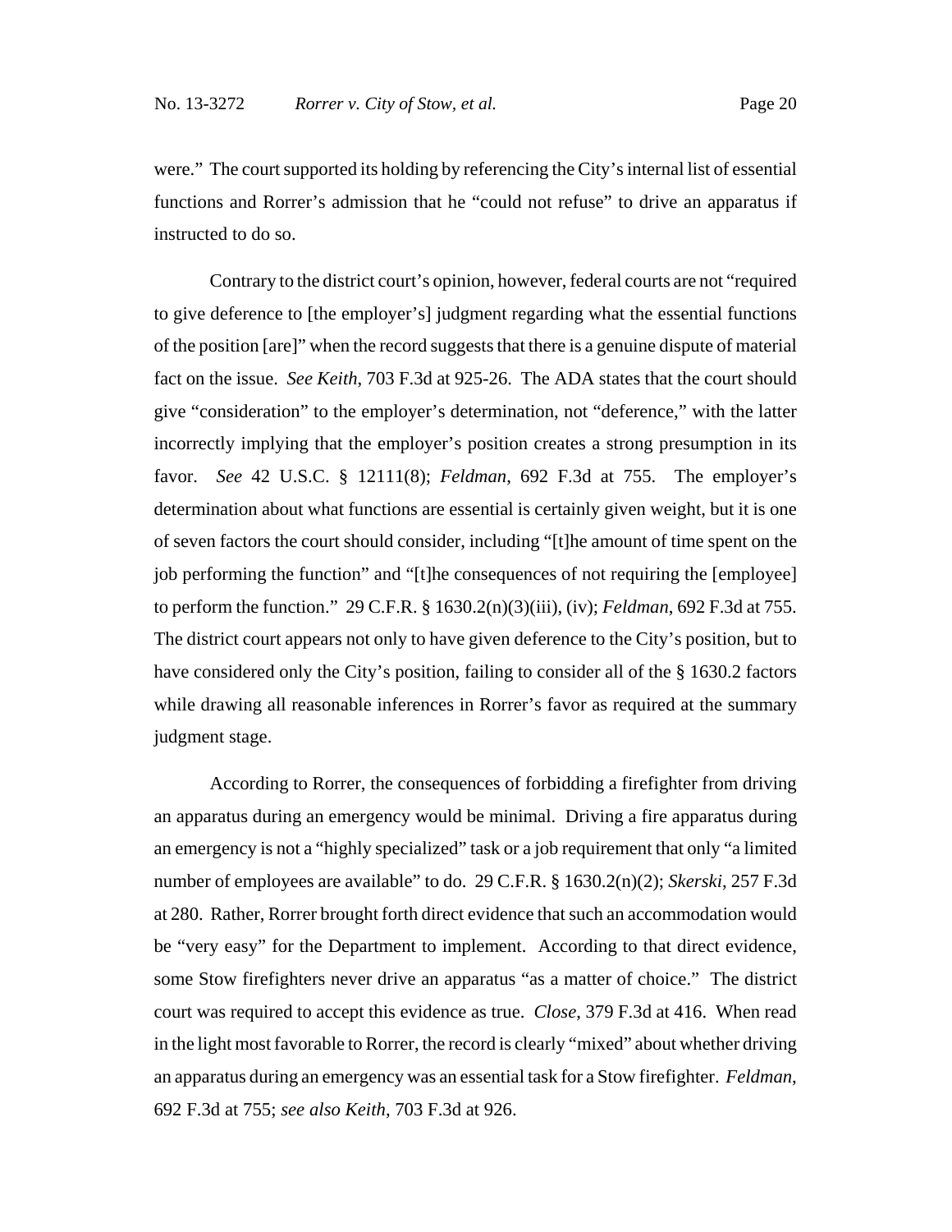were." The court supported its holding by referencing the City's internal list of essential functions and Rorrer's admission that he "could not refuse" to drive an apparatus if instructed to do so.

Contrary to the district court's opinion, however, federal courts are not "required to give deference to [the employer's] judgment regarding what the essential functions of the position [are]" when the record suggests that there is a genuine dispute of material fact on the issue. *See Keith*, 703 F.3d at 925-26. The ADA states that the court should give "consideration" to the employer's determination, not "deference," with the latter incorrectly implying that the employer's position creates a strong presumption in its favor. *See* 42 U.S.C. § 12111(8); *Feldman*, 692 F.3d at 755. The employer's determination about what functions are essential is certainly given weight, but it is one of seven factors the court should consider, including "[t]he amount of time spent on the job performing the function" and "[t]he consequences of not requiring the [employee] to perform the function." 29 C.F.R. § 1630.2(n)(3)(iii), (iv); *Feldman*, 692 F.3d at 755. The district court appears not only to have given deference to the City's position, but to have considered only the City's position, failing to consider all of the § 1630.2 factors while drawing all reasonable inferences in Rorrer's favor as required at the summary judgment stage.

According to Rorrer, the consequences of forbidding a firefighter from driving an apparatus during an emergency would be minimal. Driving a fire apparatus during an emergency is not a "highly specialized" task or a job requirement that only "a limited number of employees are available" to do. 29 C.F.R. § 1630.2(n)(2); *Skerski*, 257 F.3d at 280. Rather, Rorrer brought forth direct evidence that such an accommodation would be "very easy" for the Department to implement. According to that direct evidence, some Stow firefighters never drive an apparatus "as a matter of choice." The district court was required to accept this evidence as true. *Close*, 379 F.3d at 416. When read in the light most favorable to Rorrer, the record is clearly "mixed" about whether driving an apparatus during an emergency was an essential task for a Stow firefighter. *Feldman*, 692 F.3d at 755; *see also Keith*, 703 F.3d at 926.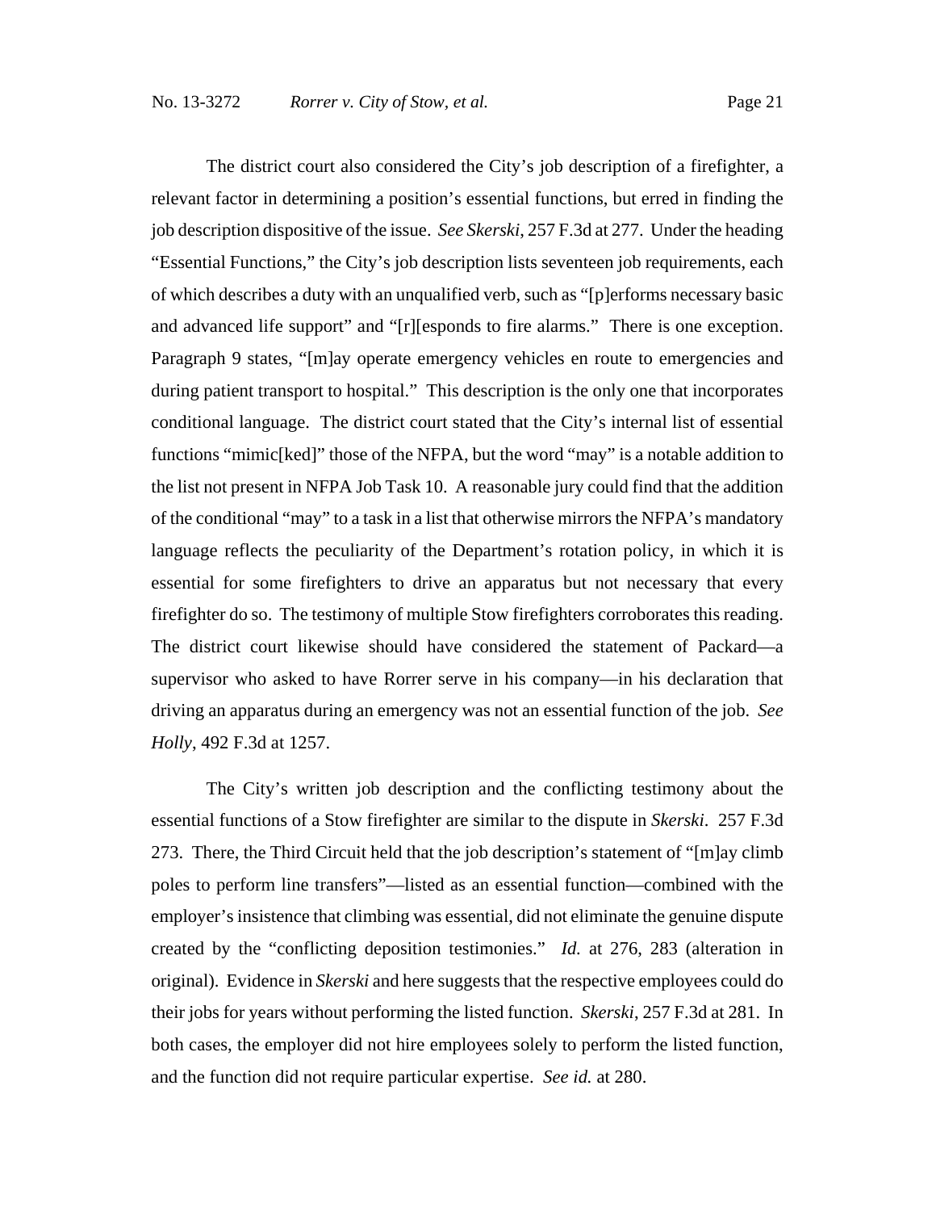The district court also considered the City's job description of a firefighter, a relevant factor in determining a position's essential functions, but erred in finding the job description dispositive of the issue. *See Skerski*, 257 F.3d at 277. Under the heading "Essential Functions," the City's job description lists seventeen job requirements, each of which describes a duty with an unqualified verb, such as "[p]erforms necessary basic and advanced life support" and "[r][esponds to fire alarms." There is one exception. Paragraph 9 states, "[m]ay operate emergency vehicles en route to emergencies and during patient transport to hospital." This description is the only one that incorporates conditional language. The district court stated that the City's internal list of essential functions "mimic[ked]" those of the NFPA, but the word "may" is a notable addition to the list not present in NFPA Job Task 10. A reasonable jury could find that the addition of the conditional "may" to a task in a list that otherwise mirrors the NFPA's mandatory language reflects the peculiarity of the Department's rotation policy, in which it is essential for some firefighters to drive an apparatus but not necessary that every firefighter do so. The testimony of multiple Stow firefighters corroborates this reading. The district court likewise should have considered the statement of Packard—a supervisor who asked to have Rorrer serve in his company—in his declaration that driving an apparatus during an emergency was not an essential function of the job. *See Holly*, 492 F.3d at 1257.

The City's written job description and the conflicting testimony about the essential functions of a Stow firefighter are similar to the dispute in *Skerski*. 257 F.3d 273. There, the Third Circuit held that the job description's statement of "[m]ay climb poles to perform line transfers"—listed as an essential function—combined with the employer's insistence that climbing was essential, did not eliminate the genuine dispute created by the "conflicting deposition testimonies." *Id.* at 276, 283 (alteration in original). Evidence in *Skerski* and here suggests that the respective employees could do their jobs for years without performing the listed function. *Skerski*, 257 F.3d at 281. In both cases, the employer did not hire employees solely to perform the listed function, and the function did not require particular expertise. *See id.* at 280.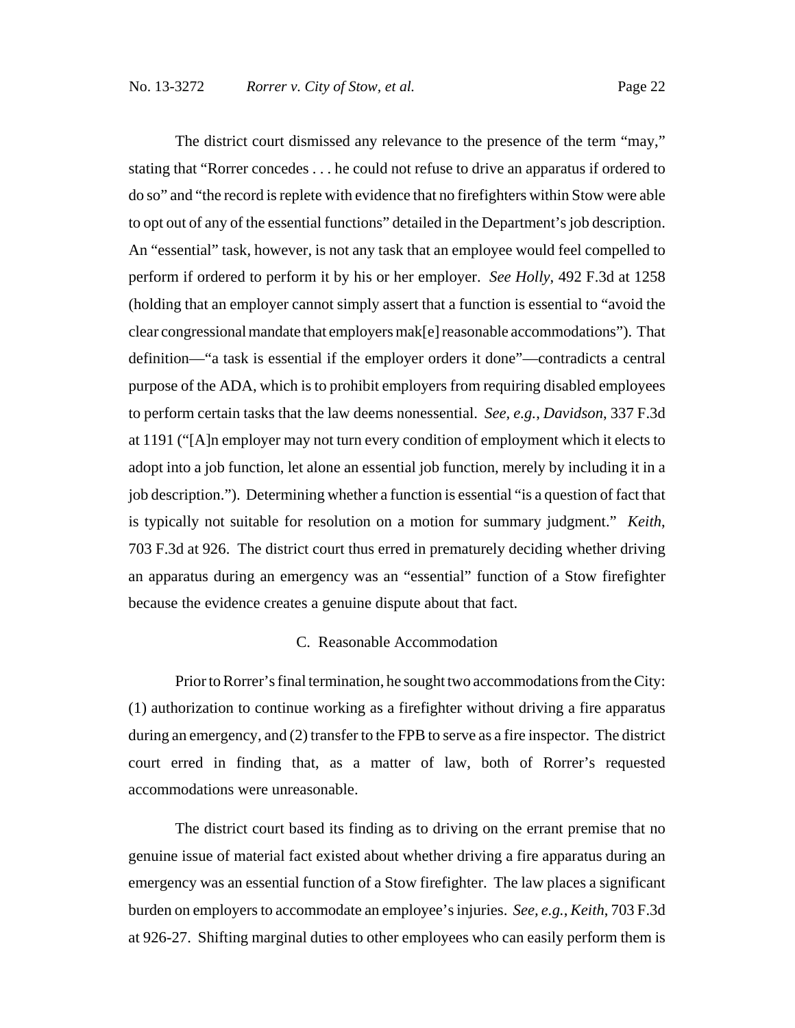The district court dismissed any relevance to the presence of the term "may," stating that "Rorrer concedes . . . he could not refuse to drive an apparatus if ordered to do so" and "the record is replete with evidence that no firefighters within Stow were able to opt out of any of the essential functions" detailed in the Department's job description. An "essential" task, however, is not any task that an employee would feel compelled to perform if ordered to perform it by his or her employer. *See Holly*, 492 F.3d at 1258 (holding that an employer cannot simply assert that a function is essential to "avoid the clear congressional mandate that employers mak[e] reasonable accommodations"). That definition—"a task is essential if the employer orders it done"—contradicts a central purpose of the ADA, which is to prohibit employers from requiring disabled employees to perform certain tasks that the law deems nonessential. *See, e.g.*, *Davidson*, 337 F.3d at 1191 ("[A]n employer may not turn every condition of employment which it elects to adopt into a job function, let alone an essential job function, merely by including it in a job description."). Determining whether a function is essential "is a question of fact that is typically not suitable for resolution on a motion for summary judgment." *Keith*, 703 F.3d at 926. The district court thus erred in prematurely deciding whether driving an apparatus during an emergency was an "essential" function of a Stow firefighter because the evidence creates a genuine dispute about that fact.

### C. Reasonable Accommodation

Prior to Rorrer's final termination, he sought two accommodations from the City: (1) authorization to continue working as a firefighter without driving a fire apparatus during an emergency, and (2) transfer to the FPB to serve as a fire inspector. The district court erred in finding that, as a matter of law, both of Rorrer's requested accommodations were unreasonable.

The district court based its finding as to driving on the errant premise that no genuine issue of material fact existed about whether driving a fire apparatus during an emergency was an essential function of a Stow firefighter. The law places a significant burden on employers to accommodate an employee's injuries. *See, e.g.*, *Keith*, 703 F.3d at 926-27. Shifting marginal duties to other employees who can easily perform them is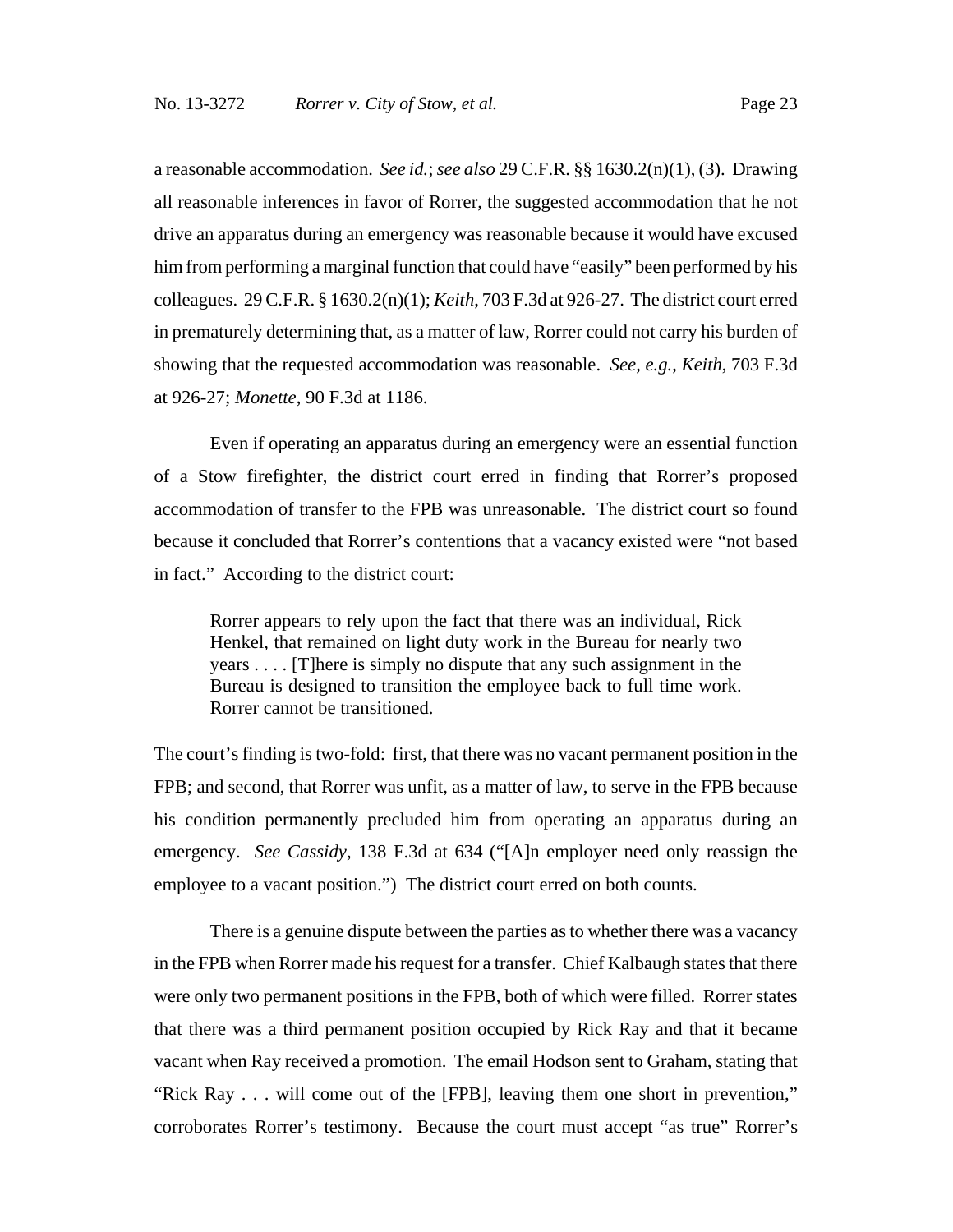a reasonable accommodation. *See id.*; *see also* 29 C.F.R. §§ 1630.2(n)(1), (3). Drawing all reasonable inferences in favor of Rorrer, the suggested accommodation that he not drive an apparatus during an emergency was reasonable because it would have excused him from performing a marginal function that could have "easily" been performed by his colleagues. 29 C.F.R. § 1630.2(n)(1); *Keith*, 703 F.3d at 926-27. The district court erred in prematurely determining that, as a matter of law, Rorrer could not carry his burden of showing that the requested accommodation was reasonable. *See, e.g.*, *Keith*, 703 F.3d at 926-27; *Monette*, 90 F.3d at 1186.

Even if operating an apparatus during an emergency were an essential function of a Stow firefighter, the district court erred in finding that Rorrer's proposed accommodation of transfer to the FPB was unreasonable. The district court so found because it concluded that Rorrer's contentions that a vacancy existed were "not based in fact." According to the district court:

> Rorrer appears to rely upon the fact that there was an individual, Rick Henkel, that remained on light duty work in the Bureau for nearly two years . . . . [T]here is simply no dispute that any such assignment in the Bureau is designed to transition the employee back to full time work. Rorrer cannot be transitioned.

The court's finding is two-fold: first, that there was no vacant permanent position in the FPB; and second, that Rorrer was unfit, as a matter of law, to serve in the FPB because his condition permanently precluded him from operating an apparatus during an emergency. *See Cassidy*, 138 F.3d at 634 ("[A]n employer need only reassign the employee to a vacant position.") The district court erred on both counts.

There is a genuine dispute between the parties as to whether there was a vacancy in the FPB when Rorrer made his request for a transfer. Chief Kalbaugh states that there were only two permanent positions in the FPB, both of which were filled. Rorrer states that there was a third permanent position occupied by Rick Ray and that it became vacant when Ray received a promotion. The email Hodson sent to Graham, stating that "Rick Ray . . . will come out of the [FPB], leaving them one short in prevention," corroborates Rorrer's testimony. Because the court must accept "as true" Rorrer's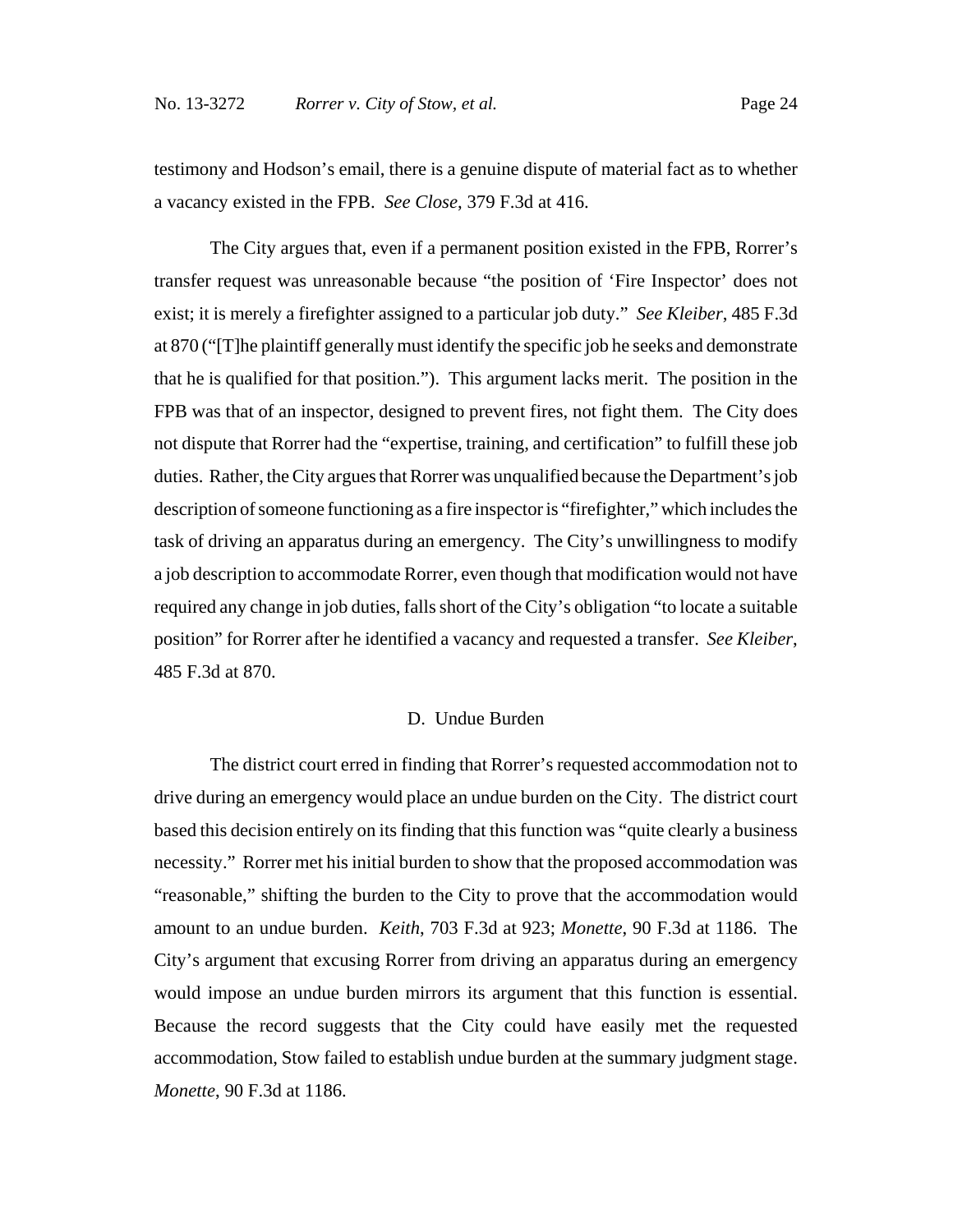testimony and Hodson's email, there is a genuine dispute of material fact as to whether a vacancy existed in the FPB. *See Close*, 379 F.3d at 416.

The City argues that, even if a permanent position existed in the FPB, Rorrer's transfer request was unreasonable because "the position of 'Fire Inspector' does not exist; it is merely a firefighter assigned to a particular job duty." *See Kleiber*, 485 F.3d at 870 ("[T]he plaintiff generally must identify the specific job he seeks and demonstrate that he is qualified for that position."). This argument lacks merit. The position in the FPB was that of an inspector, designed to prevent fires, not fight them. The City does not dispute that Rorrer had the "expertise, training, and certification" to fulfill these job duties. Rather, the City argues that Rorrer was unqualified because the Department's job description of someone functioning as a fire inspector is "firefighter," which includes the task of driving an apparatus during an emergency. The City's unwillingness to modify a job description to accommodate Rorrer, even though that modification would not have required any change in job duties, falls short of the City's obligation "to locate a suitable position" for Rorrer after he identified a vacancy and requested a transfer. *See Kleiber*, 485 F.3d at 870.

### D. Undue Burden

The district court erred in finding that Rorrer's requested accommodation not to drive during an emergency would place an undue burden on the City. The district court based this decision entirely on its finding that this function was "quite clearly a business necessity." Rorrer met his initial burden to show that the proposed accommodation was "reasonable," shifting the burden to the City to prove that the accommodation would amount to an undue burden. *Keith*, 703 F.3d at 923; *Monette*, 90 F.3d at 1186. The City's argument that excusing Rorrer from driving an apparatus during an emergency would impose an undue burden mirrors its argument that this function is essential. Because the record suggests that the City could have easily met the requested accommodation, Stow failed to establish undue burden at the summary judgment stage. *Monette*, 90 F.3d at 1186.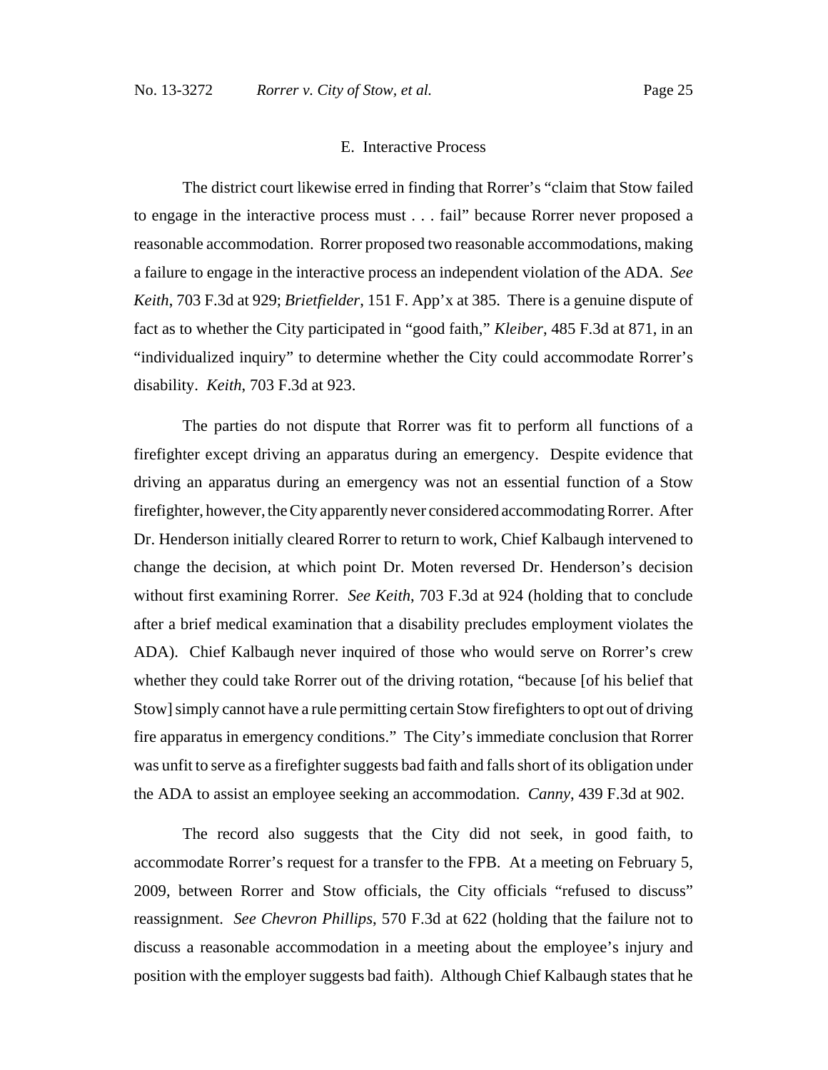### E. Interactive Process

The district court likewise erred in finding that Rorrer's "claim that Stow failed to engage in the interactive process must . . . fail" because Rorrer never proposed a reasonable accommodation. Rorrer proposed two reasonable accommodations, making a failure to engage in the interactive process an independent violation of the ADA. *See Keith*, 703 F.3d at 929; *Brietfielder*, 151 F. App'x at 385. There is a genuine dispute of fact as to whether the City participated in "good faith," *Kleiber*, 485 F.3d at 871, in an "individualized inquiry" to determine whether the City could accommodate Rorrer's disability. *Keith*, 703 F.3d at 923.

The parties do not dispute that Rorrer was fit to perform all functions of a firefighter except driving an apparatus during an emergency. Despite evidence that driving an apparatus during an emergency was not an essential function of a Stow firefighter, however, the City apparently never considered accommodating Rorrer. After Dr. Henderson initially cleared Rorrer to return to work, Chief Kalbaugh intervened to change the decision, at which point Dr. Moten reversed Dr. Henderson's decision without first examining Rorrer. *See Keith*, 703 F.3d at 924 (holding that to conclude after a brief medical examination that a disability precludes employment violates the ADA). Chief Kalbaugh never inquired of those who would serve on Rorrer's crew whether they could take Rorrer out of the driving rotation, "because [of his belief that Stow] simply cannot have a rule permitting certain Stow firefighters to opt out of driving fire apparatus in emergency conditions." The City's immediate conclusion that Rorrer was unfit to serve as a firefighter suggests bad faith and falls short of its obligation under the ADA to assist an employee seeking an accommodation. *Canny*, 439 F.3d at 902.

The record also suggests that the City did not seek, in good faith, to accommodate Rorrer's request for a transfer to the FPB. At a meeting on February 5, 2009, between Rorrer and Stow officials, the City officials "refused to discuss" reassignment. *See Chevron Phillips*, 570 F.3d at 622 (holding that the failure not to discuss a reasonable accommodation in a meeting about the employee's injury and position with the employer suggests bad faith). Although Chief Kalbaugh states that he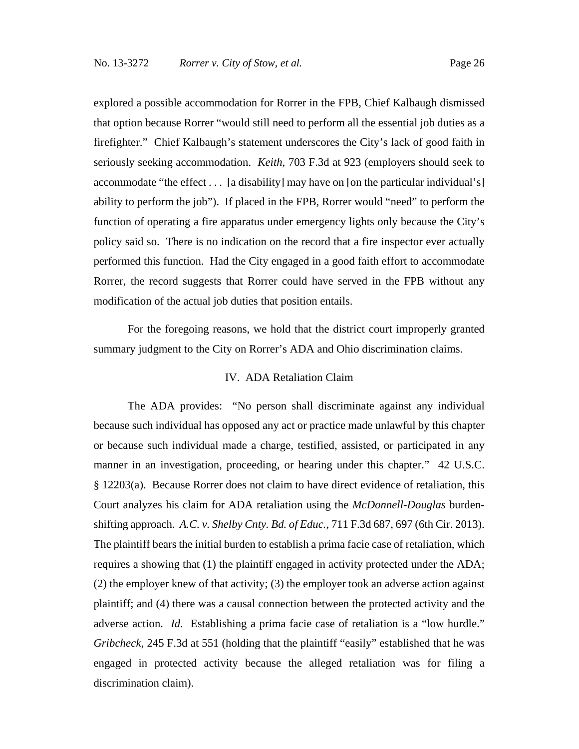explored a possible accommodation for Rorrer in the FPB, Chief Kalbaugh dismissed that option because Rorrer "would still need to perform all the essential job duties as a firefighter." Chief Kalbaugh's statement underscores the City's lack of good faith in seriously seeking accommodation. *Keith*, 703 F.3d at 923 (employers should seek to accommodate "the effect . . . [a disability] may have on [on the particular individual's] ability to perform the job"). If placed in the FPB, Rorrer would "need" to perform the function of operating a fire apparatus under emergency lights only because the City's policy said so. There is no indication on the record that a fire inspector ever actually performed this function. Had the City engaged in a good faith effort to accommodate Rorrer, the record suggests that Rorrer could have served in the FPB without any modification of the actual job duties that position entails.

For the foregoing reasons, we hold that the district court improperly granted summary judgment to the City on Rorrer's ADA and Ohio discrimination claims.

## IV. ADA Retaliation Claim

The ADA provides: "No person shall discriminate against any individual because such individual has opposed any act or practice made unlawful by this chapter or because such individual made a charge, testified, assisted, or participated in any manner in an investigation, proceeding, or hearing under this chapter." 42 U.S.C. § 12203(a). Because Rorrer does not claim to have direct evidence of retaliation, this Court analyzes his claim for ADA retaliation using the *McDonnell-Douglas* burden-shifting approach. *A.C. v. Shelby Cnty. Bd. of Educ.*, 711 F.3d 687, 697 (6th Cir. 2013). The plaintiff bears the initial burden to establish a prima facie case of retaliation, which requires a showing that (1) the plaintiff engaged in activity protected under the ADA; (2) the employer knew of that activity; (3) the employer took an adverse action against plaintiff; and (4) there was a causal connection between the protected activity and the adverse action. *Id.* Establishing a prima facie case of retaliation is a "low hurdle." *Gribcheck*, 245 F.3d at 551 (holding that the plaintiff "easily" established that he was engaged in protected activity because the alleged retaliation was for filing a discrimination claim).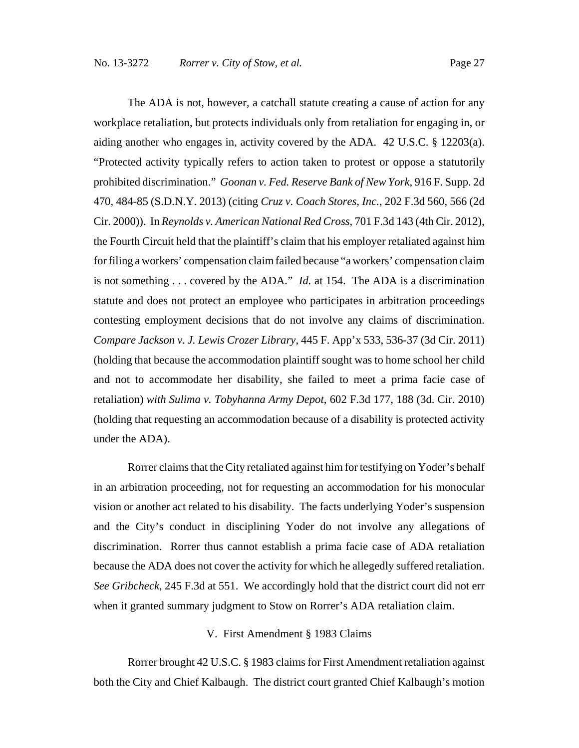The ADA is not, however, a catchall statute creating a cause of action for any workplace retaliation, but protects individuals only from retaliation for engaging in, or aiding another who engages in, activity covered by the ADA. 42 U.S.C. § 12203(a). "Protected activity typically refers to action taken to protest or oppose a statutorily prohibited discrimination." *Goonan v. Fed. Reserve Bank of New York*, 916 F. Supp. 2d 470, 484-85 (S.D.N.Y. 2013) (citing *Cruz v. Coach Stores, Inc.*, 202 F.3d 560, 566 (2d Cir. 2000)). In *Reynolds v. American National Red Cross*, 701 F.3d 143 (4th Cir. 2012), the Fourth Circuit held that the plaintiff's claim that his employer retaliated against him for filing a workers' compensation claim failed because "a workers' compensation claim is not something . . . covered by the ADA." *Id.* at 154. The ADA is a discrimination statute and does not protect an employee who participates in arbitration proceedings contesting employment decisions that do not involve any claims of discrimination. *Compare Jackson v. J. Lewis Crozer Library*, 445 F. App'x 533, 536-37 (3d Cir. 2011) (holding that because the accommodation plaintiff sought was to home school her child and not to accommodate her disability, she failed to meet a prima facie case of retaliation) *with Sulima v. Tobyhanna Army Depot*, 602 F.3d 177, 188 (3d. Cir. 2010) (holding that requesting an accommodation because of a disability is protected activity under the ADA).

Rorrer claims that the City retaliated against him for testifying on Yoder's behalf in an arbitration proceeding, not for requesting an accommodation for his monocular vision or another act related to his disability. The facts underlying Yoder's suspension and the City's conduct in disciplining Yoder do not involve any allegations of discrimination. Rorrer thus cannot establish a prima facie case of ADA retaliation because the ADA does not cover the activity for which he allegedly suffered retaliation. *See Gribcheck*, 245 F.3d at 551. We accordingly hold that the district court did not err when it granted summary judgment to Stow on Rorrer's ADA retaliation claim.

## V. First Amendment § 1983 Claims

Rorrer brought 42 U.S.C. § 1983 claims for First Amendment retaliation against both the City and Chief Kalbaugh. The district court granted Chief Kalbaugh's motion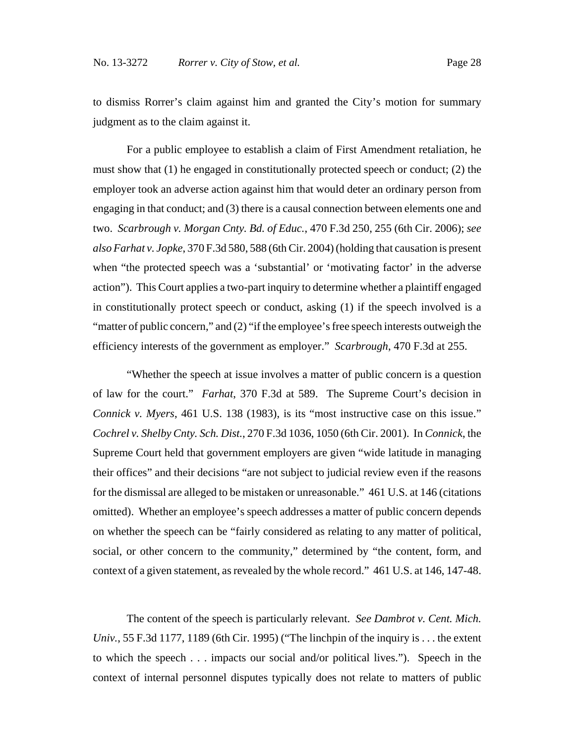to dismiss Rorrer's claim against him and granted the City's motion for summary judgment as to the claim against it.

For a public employee to establish a claim of First Amendment retaliation, he must show that (1) he engaged in constitutionally protected speech or conduct; (2) the employer took an adverse action against him that would deter an ordinary person from engaging in that conduct; and (3) there is a causal connection between elements one and two. *Scarbrough v. Morgan Cnty. Bd. of Educ.*, 470 F.3d 250, 255 (6th Cir. 2006); *see also Farhat v. Jopke*, 370 F.3d 580, 588 (6th Cir. 2004) (holding that causation is present when "the protected speech was a 'substantial' or 'motivating factor' in the adverse action"). This Court applies a two-part inquiry to determine whether a plaintiff engaged in constitutionally protect speech or conduct, asking (1) if the speech involved is a "matter of public concern," and (2) "if the employee's free speech interests outweigh the efficiency interests of the government as employer." *Scarbrough*, 470 F.3d at 255.

"Whether the speech at issue involves a matter of public concern is a question of law for the court." *Farhat*, 370 F.3d at 589. The Supreme Court's decision in *Connick v. Myers*, 461 U.S. 138 (1983), is its "most instructive case on this issue." *Cochrel v. Shelby Cnty. Sch. Dist.*, 270 F.3d 1036, 1050 (6th Cir. 2001). In *Connick*, the Supreme Court held that government employers are given "wide latitude in managing their offices" and their decisions "are not subject to judicial review even if the reasons for the dismissal are alleged to be mistaken or unreasonable." 461 U.S. at 146 (citations omitted). Whether an employee's speech addresses a matter of public concern depends on whether the speech can be "fairly considered as relating to any matter of political, social, or other concern to the community," determined by "the content, form, and context of a given statement, as revealed by the whole record." 461 U.S. at 146, 147-48.

The content of the speech is particularly relevant. *See Dambrot v. Cent. Mich. Univ.*, 55 F.3d 1177, 1189 (6th Cir. 1995) ("The linchpin of the inquiry is . . . the extent to which the speech . . . impacts our social and/or political lives."). Speech in the context of internal personnel disputes typically does not relate to matters of public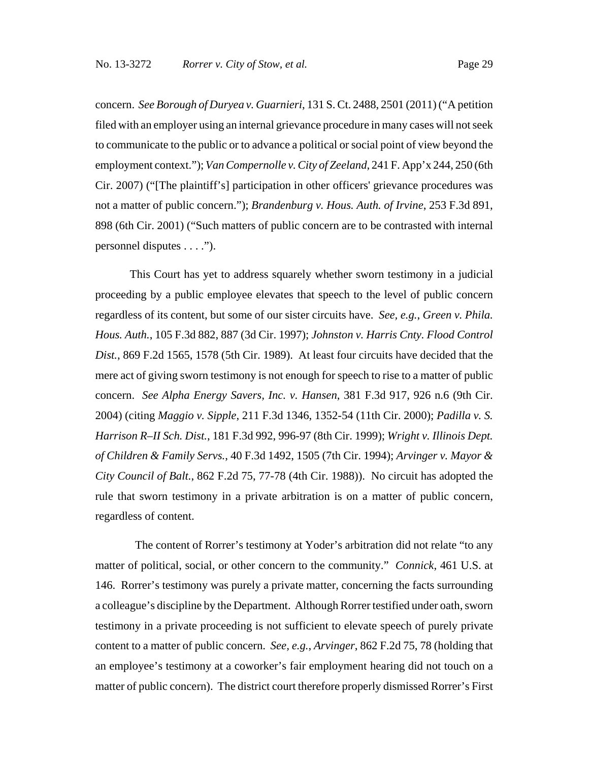concern. *See Borough of Duryea v. Guarnieri*, 131 S. Ct. 2488, 2501 (2011) ("A petition filed with an employer using an internal grievance procedure in many cases will not seek to communicate to the public or to advance a political or social point of view beyond the employment context."); *Van Compernolle v. City of Zeeland*, 241 F. App'x 244, 250 (6th Cir. 2007) ("[The plaintiff's] participation in other officers' grievance procedures was not a matter of public concern."); *Brandenburg v. Hous. Auth. of Irvine*, 253 F.3d 891, 898 (6th Cir. 2001) ("Such matters of public concern are to be contrasted with internal personnel disputes . . . .").

This Court has yet to address squarely whether sworn testimony in a judicial proceeding by a public employee elevates that speech to the level of public concern regardless of its content, but some of our sister circuits have. *See, e.g.*, *Green v. Phila. Hous. Auth.*, 105 F.3d 882, 887 (3d Cir. 1997); *Johnston v. Harris Cnty. Flood Control Dist.*, 869 F.2d 1565, 1578 (5th Cir. 1989). At least four circuits have decided that the mere act of giving sworn testimony is not enough for speech to rise to a matter of public concern. *See Alpha Energy Savers, Inc. v. Hansen*, 381 F.3d 917, 926 n.6 (9th Cir. 2004) (citing *Maggio v. Sipple*, 211 F.3d 1346, 1352-54 (11th Cir. 2000); *Padilla v. S. Harrison R–II Sch. Dist.*, 181 F.3d 992, 996-97 (8th Cir. 1999); *Wright v. Illinois Dept. of Children & Family Servs.*, 40 F.3d 1492, 1505 (7th Cir. 1994); *Arvinger v. Mayor & City Council of Balt.*, 862 F.2d 75, 77-78 (4th Cir. 1988)). No circuit has adopted the rule that sworn testimony in a private arbitration is on a matter of public concern, regardless of content.

The content of Rorrer's testimony at Yoder's arbitration did not relate "to any matter of political, social, or other concern to the community." *Connick*, 461 U.S. at 146. Rorrer's testimony was purely a private matter, concerning the facts surrounding a colleague's discipline by the Department. Although Rorrer testified under oath, sworn testimony in a private proceeding is not sufficient to elevate speech of purely private content to a matter of public concern. *See, e.g.*, *Arvinger*, 862 F.2d 75, 78 (holding that an employee's testimony at a coworker's fair employment hearing did not touch on a matter of public concern). The district court therefore properly dismissed Rorrer's First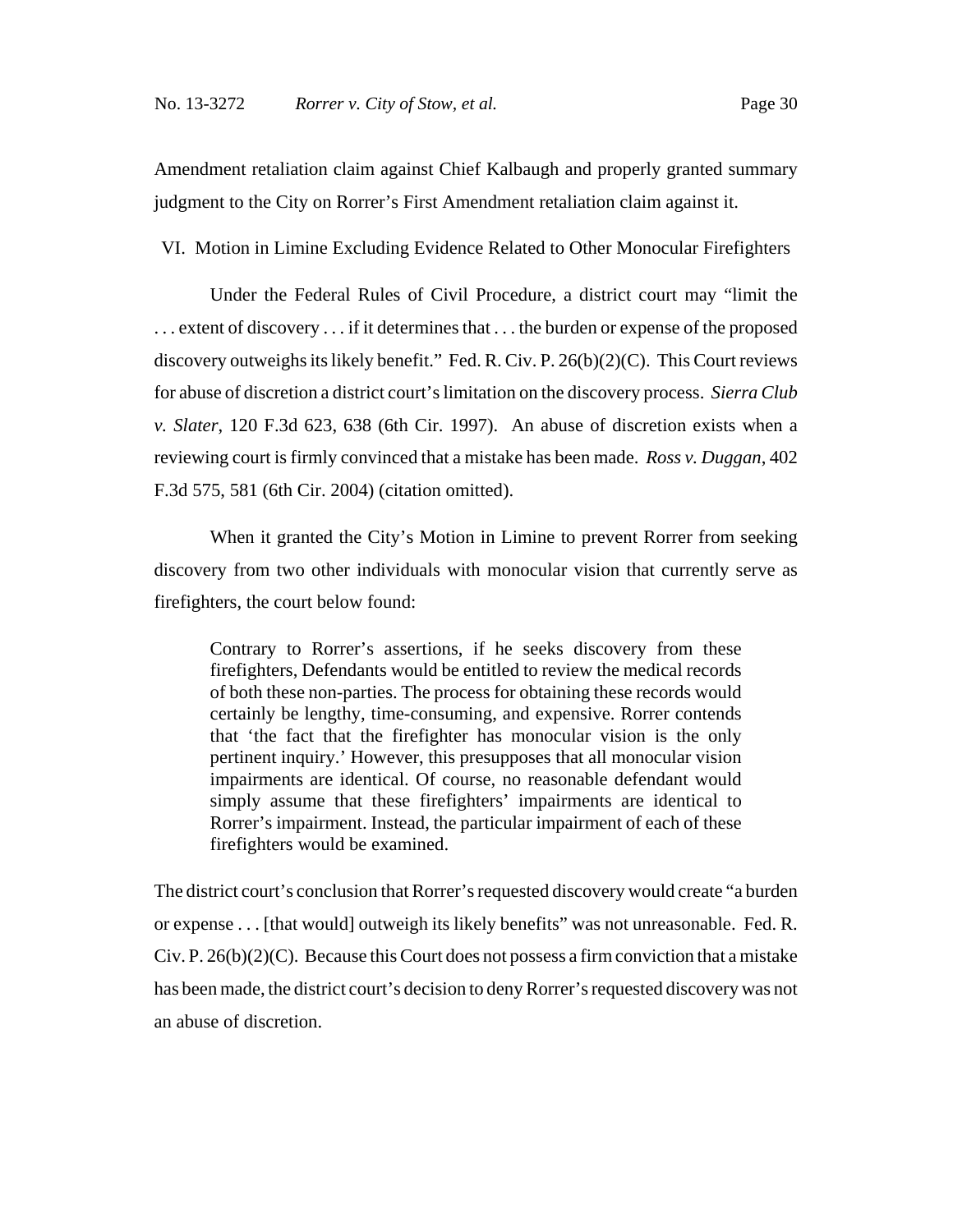Amendment retaliation claim against Chief Kalbaugh and properly granted summary judgment to the City on Rorrer's First Amendment retaliation claim against it.

## VI. Motion in Limine Excluding Evidence Related to Other Monocular Firefighters

Under the Federal Rules of Civil Procedure, a district court may "limit the . . . extent of discovery . . . if it determines that . . . the burden or expense of the proposed discovery outweighs its likely benefit." Fed. R. Civ. P. 26(b)(2)(C). This Court reviews for abuse of discretion a district court's limitation on the discovery process. *Sierra Club v. Slater*, 120 F.3d 623, 638 (6th Cir. 1997). An abuse of discretion exists when a reviewing court is firmly convinced that a mistake has been made. *Ross v. Duggan*, 402 F.3d 575, 581 (6th Cir. 2004) (citation omitted).

When it granted the City's Motion in Limine to prevent Rorrer from seeking discovery from two other individuals with monocular vision that currently serve as firefighters, the court below found:

> Contrary to Rorrer's assertions, if he seeks discovery from these firefighters, Defendants would be entitled to review the medical records of both these non-parties. The process for obtaining these records would certainly be lengthy, time-consuming, and expensive. Rorrer contends that 'the fact that the firefighter has monocular vision is the only pertinent inquiry.' However, this presupposes that all monocular vision impairments are identical. Of course, no reasonable defendant would simply assume that these firefighters' impairments are identical to Rorrer's impairment. Instead, the particular impairment of each of these firefighters would be examined.

The district court's conclusion that Rorrer's requested discovery would create "a burden or expense . . . [that would] outweigh its likely benefits" was not unreasonable. Fed. R. Civ. P. 26(b)(2)(C). Because this Court does not possess a firm conviction that a mistake has been made, the district court's decision to deny Rorrer's requested discovery was not an abuse of discretion.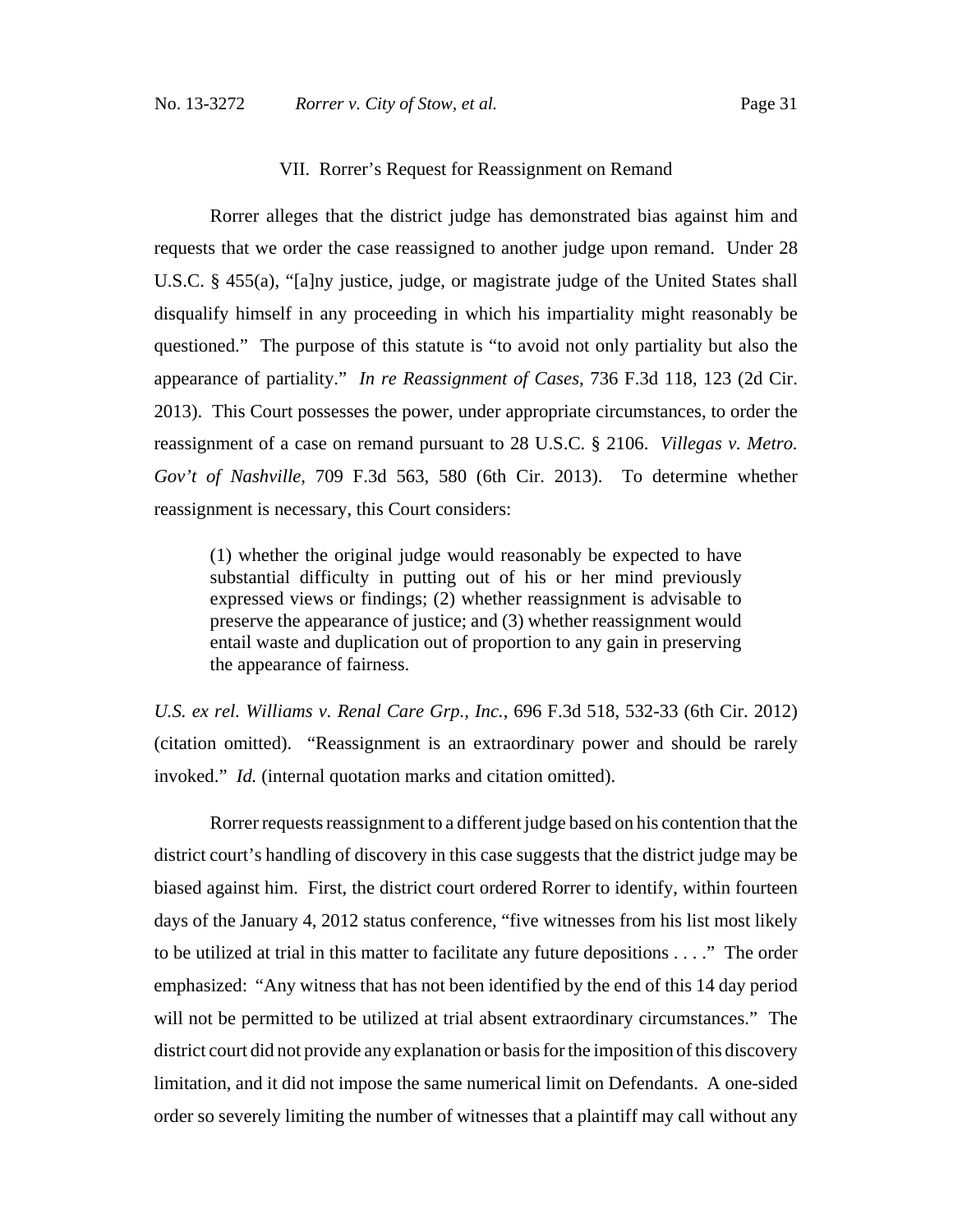### VII. Rorrer's Request for Reassignment on Remand

Rorrer alleges that the district judge has demonstrated bias against him and requests that we order the case reassigned to another judge upon remand. Under 28 U.S.C. § 455(a), "[a]ny justice, judge, or magistrate judge of the United States shall disqualify himself in any proceeding in which his impartiality might reasonably be questioned." The purpose of this statute is "to avoid not only partiality but also the appearance of partiality." *In re Reassignment of Cases*, 736 F.3d 118, 123 (2d Cir. 2013). This Court possesses the power, under appropriate circumstances, to order the reassignment of a case on remand pursuant to 28 U.S.C. § 2106. *Villegas v. Metro. Gov't of Nashville*, 709 F.3d 563, 580 (6th Cir. 2013). To determine whether reassignment is necessary, this Court considers:

> (1) whether the original judge would reasonably be expected to have substantial difficulty in putting out of his or her mind previously expressed views or findings; (2) whether reassignment is advisable to preserve the appearance of justice; and (3) whether reassignment would entail waste and duplication out of proportion to any gain in preserving the appearance of fairness.

*U.S. ex rel. Williams v. Renal Care Grp., Inc.*, 696 F.3d 518, 532-33 (6th Cir. 2012) (citation omitted). "Reassignment is an extraordinary power and should be rarely invoked." *Id.* (internal quotation marks and citation omitted).

Rorrer requests reassignment to a different judge based on his contention that the district court's handling of discovery in this case suggests that the district judge may be biased against him. First, the district court ordered Rorrer to identify, within fourteen days of the January 4, 2012 status conference, "five witnesses from his list most likely to be utilized at trial in this matter to facilitate any future depositions . . . ." The order emphasized: "Any witness that has not been identified by the end of this 14 day period will not be permitted to be utilized at trial absent extraordinary circumstances." The district court did not provide any explanation or basis for the imposition of this discovery limitation, and it did not impose the same numerical limit on Defendants. A one-sided order so severely limiting the number of witnesses that a plaintiff may call without any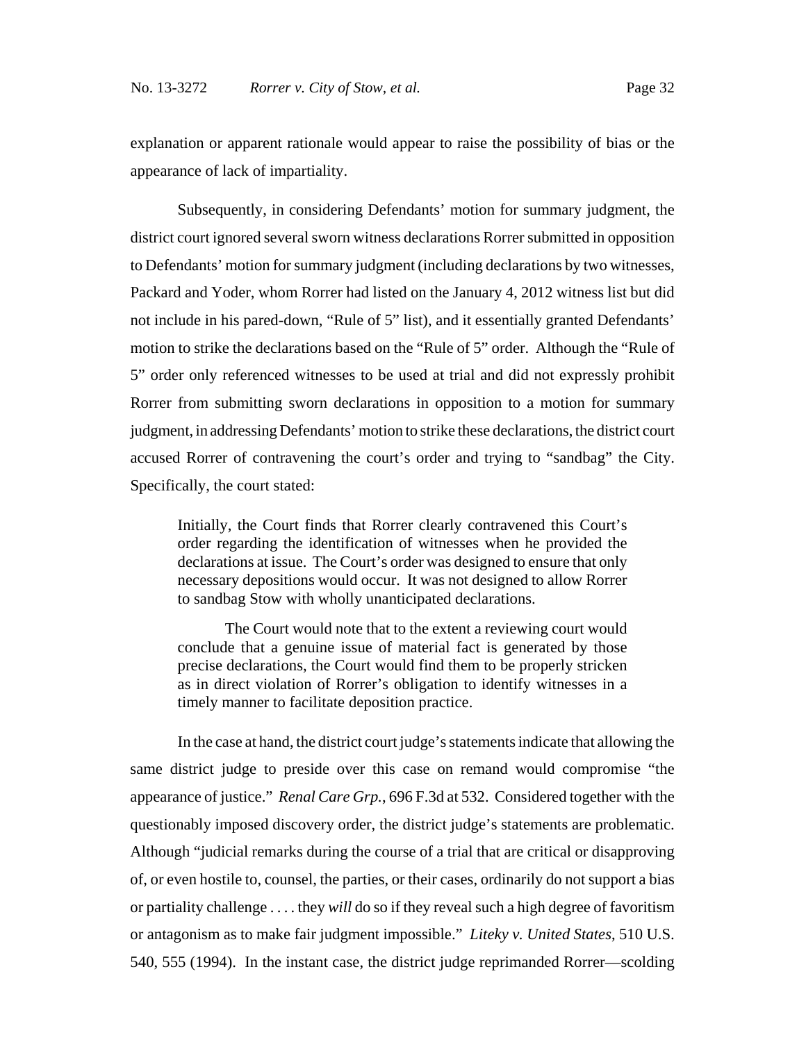explanation or apparent rationale would appear to raise the possibility of bias or the appearance of lack of impartiality.

Subsequently, in considering Defendants' motion for summary judgment, the district court ignored several sworn witness declarations Rorrer submitted in opposition to Defendants' motion for summary judgment (including declarations by two witnesses, Packard and Yoder, whom Rorrer had listed on the January 4, 2012 witness list but did not include in his pared-down, "Rule of 5" list), and it essentially granted Defendants' motion to strike the declarations based on the "Rule of 5" order. Although the "Rule of 5" order only referenced witnesses to be used at trial and did not expressly prohibit Rorrer from submitting sworn declarations in opposition to a motion for summary judgment, in addressing Defendants' motion to strike these declarations, the district court accused Rorrer of contravening the court's order and trying to "sandbag" the City. Specifically, the court stated:

> Initially, the Court finds that Rorrer clearly contravened this Court's order regarding the identification of witnesses when he provided the declarations at issue. The Court's order was designed to ensure that only necessary depositions would occur. It was not designed to allow Rorrer to sandbag Stow with wholly unanticipated declarations.
>
> The Court would note that to the extent a reviewing court would conclude that a genuine issue of material fact is generated by those precise declarations, the Court would find them to be properly stricken as in direct violation of Rorrer's obligation to identify witnesses in a timely manner to facilitate deposition practice.

In the case at hand, the district court judge's statements indicate that allowing the same district judge to preside over this case on remand would compromise "the appearance of justice." *Renal Care Grp.*, 696 F.3d at 532. Considered together with the questionably imposed discovery order, the district judge's statements are problematic. Although "judicial remarks during the course of a trial that are critical or disapproving of, or even hostile to, counsel, the parties, or their cases, ordinarily do not support a bias or partiality challenge . . . . they *will* do so if they reveal such a high degree of favoritism or antagonism as to make fair judgment impossible." *Liteky v. United States*, 510 U.S. 540, 555 (1994). In the instant case, the district judge reprimanded Rorrer—scolding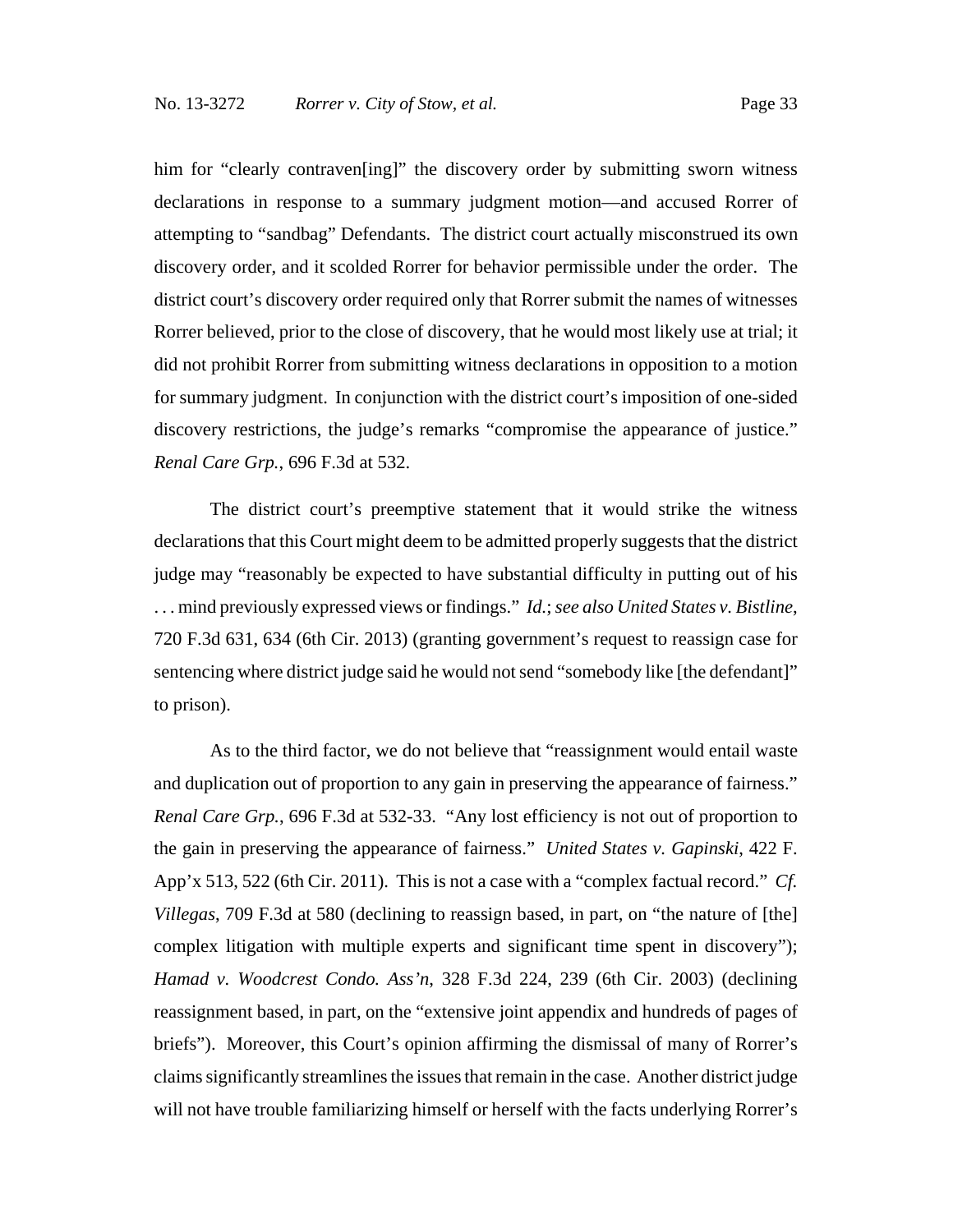him for "clearly contraven[ing]" the discovery order by submitting sworn witness declarations in response to a summary judgment motion—and accused Rorrer of attempting to "sandbag" Defendants. The district court actually misconstrued its own discovery order, and it scolded Rorrer for behavior permissible under the order. The district court's discovery order required only that Rorrer submit the names of witnesses Rorrer believed, prior to the close of discovery, that he would most likely use at trial; it did not prohibit Rorrer from submitting witness declarations in opposition to a motion for summary judgment. In conjunction with the district court's imposition of one-sided discovery restrictions, the judge's remarks "compromise the appearance of justice." *Renal Care Grp.*, 696 F.3d at 532.

The district court's preemptive statement that it would strike the witness declarations that this Court might deem to be admitted properly suggests that the district judge may "reasonably be expected to have substantial difficulty in putting out of his . . . mind previously expressed views or findings." *Id.*; *see also United States v. Bistline*, 720 F.3d 631, 634 (6th Cir. 2013) (granting government's request to reassign case for sentencing where district judge said he would not send "somebody like [the defendant]" to prison).

As to the third factor, we do not believe that "reassignment would entail waste and duplication out of proportion to any gain in preserving the appearance of fairness." *Renal Care Grp.*, 696 F.3d at 532-33. "Any lost efficiency is not out of proportion to the gain in preserving the appearance of fairness." *United States v. Gapinski*, 422 F. App'x 513, 522 (6th Cir. 2011). This is not a case with a "complex factual record." *Cf. Villegas*, 709 F.3d at 580 (declining to reassign based, in part, on "the nature of [the] complex litigation with multiple experts and significant time spent in discovery"); *Hamad v. Woodcrest Condo. Ass'n*, 328 F.3d 224, 239 (6th Cir. 2003) (declining reassignment based, in part, on the "extensive joint appendix and hundreds of pages of briefs"). Moreover, this Court's opinion affirming the dismissal of many of Rorrer's claims significantly streamlines the issues that remain in the case. Another district judge will not have trouble familiarizing himself or herself with the facts underlying Rorrer's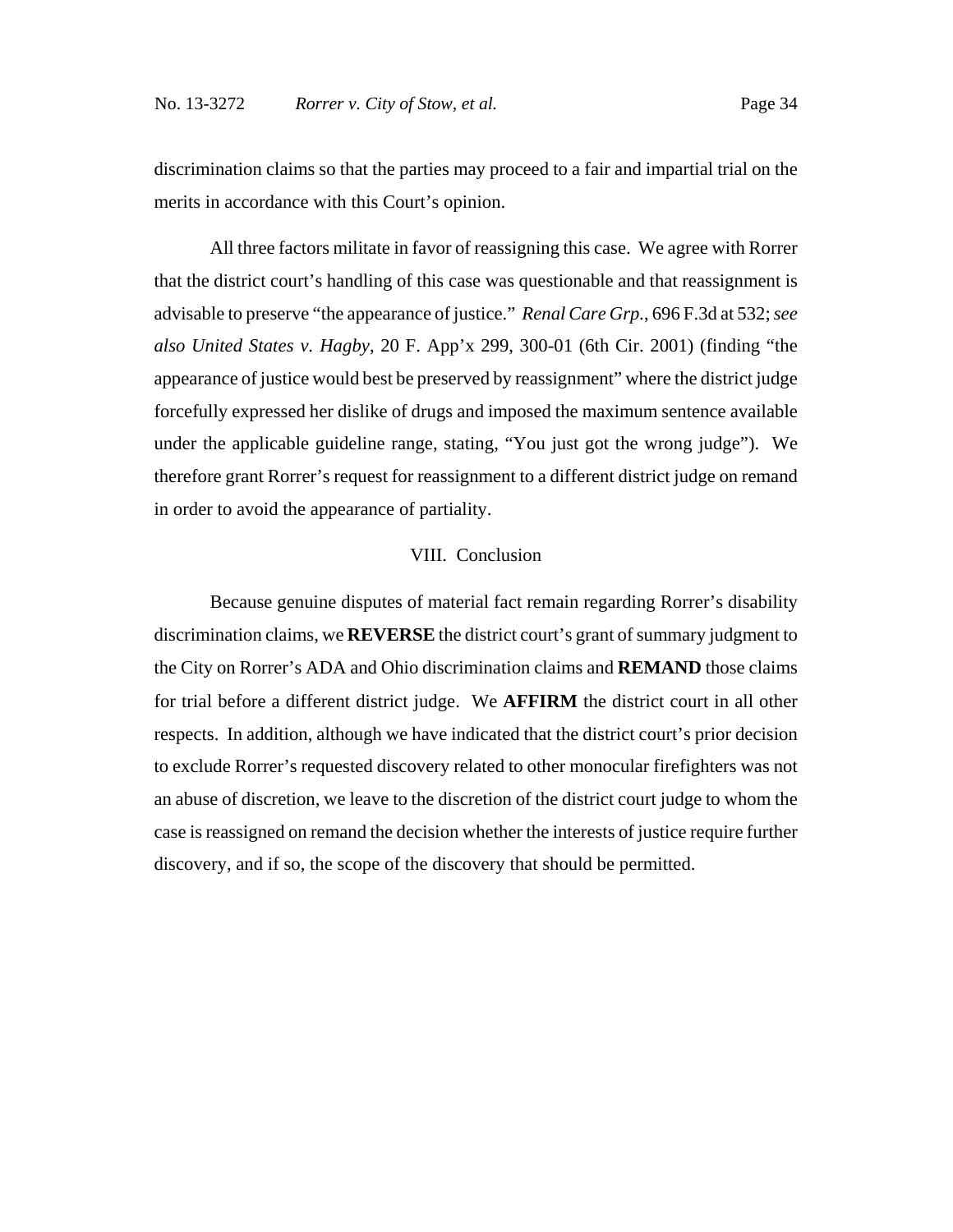discrimination claims so that the parties may proceed to a fair and impartial trial on the merits in accordance with this Court's opinion.

All three factors militate in favor of reassigning this case. We agree with Rorrer that the district court's handling of this case was questionable and that reassignment is advisable to preserve "the appearance of justice." *Renal Care Grp.*, 696 F.3d at 532; *see also United States v. Hagby*, 20 F. App'x 299, 300-01 (6th Cir. 2001) (finding "the appearance of justice would best be preserved by reassignment" where the district judge forcefully expressed her dislike of drugs and imposed the maximum sentence available under the applicable guideline range, stating, "You just got the wrong judge"). We therefore grant Rorrer's request for reassignment to a different district judge on remand in order to avoid the appearance of partiality.

## VIII. Conclusion

Because genuine disputes of material fact remain regarding Rorrer's disability discrimination claims, we **REVERSE** the district court's grant of summary judgment to the City on Rorrer's ADA and Ohio discrimination claims and **REMAND** those claims for trial before a different district judge. We **AFFIRM** the district court in all other respects. In addition, although we have indicated that the district court's prior decision to exclude Rorrer's requested discovery related to other monocular firefighters was not an abuse of discretion, we leave to the discretion of the district court judge to whom the case is reassigned on remand the decision whether the interests of justice require further discovery, and if so, the scope of the discovery that should be permitted.